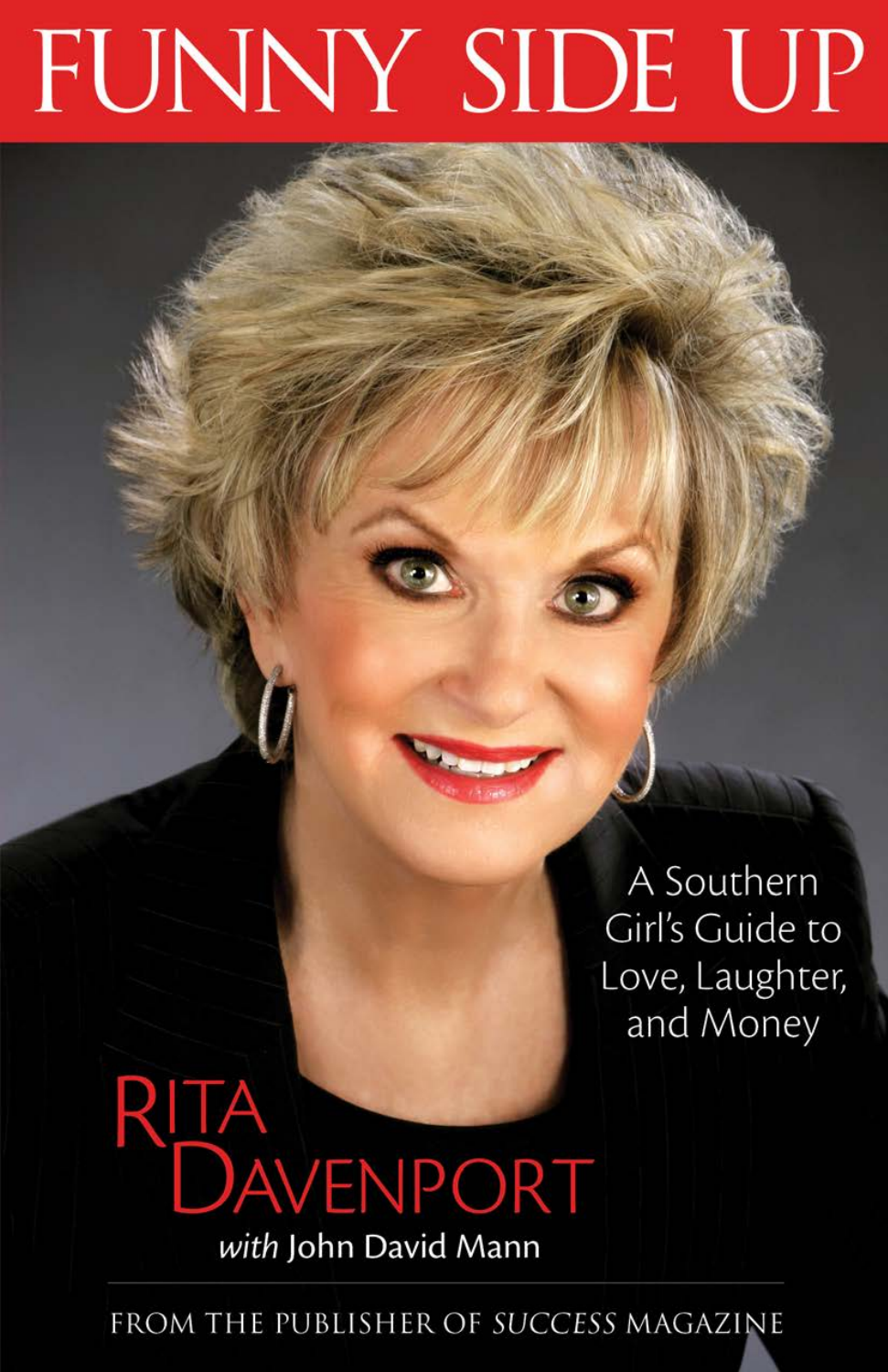# FUNNY SIDE UP

A Southern Girl's Guide to Love, Laughter, and Money

RITA DAVENPORT

*with* John David Mann

FROM THE PUBLISHER OF *SUCCESS* MAGAZINE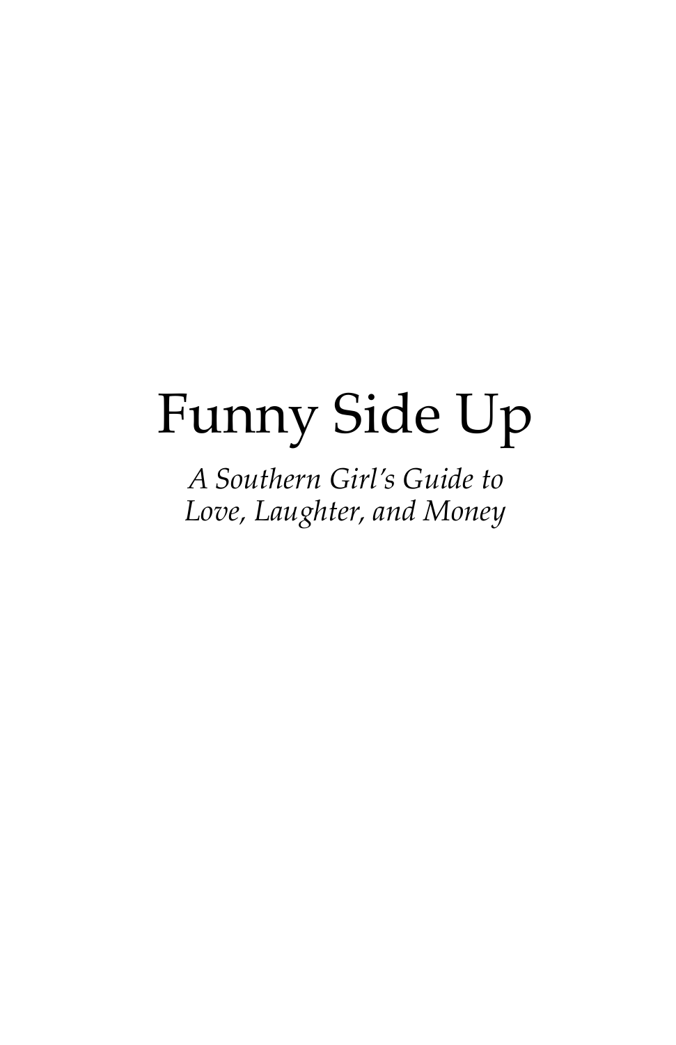# Funny Side Up

*A Southern Girl's Guide to Love, Laughter, and Money*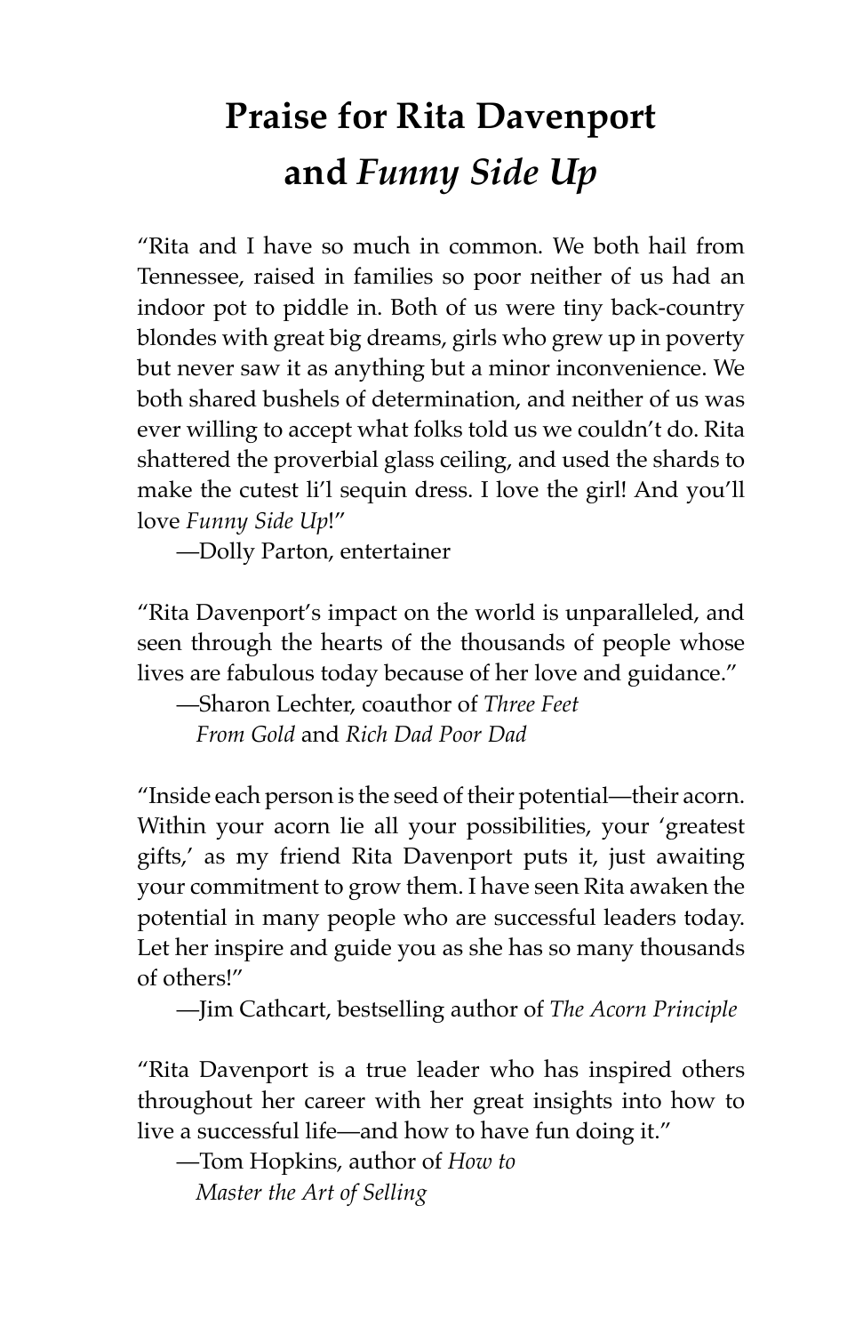# Praise for Rita Davenport and *Funny Side Up*

"Rita and I have so much in common. We both hail from Tennessee, raised in families so poor neither of us had an indoor pot to piddle in. Both of us were tiny back-country blondes with great big dreams, girls who grew up in poverty but never saw it as anything but a minor inconvenience. We both shared bushels of determination, and neither of us was ever willing to accept what folks told us we couldn't do. Rita shattered the proverbial glass ceiling, and used the shards to make the cutest li'l sequin dress. I love the girl! And you'll love *Funny Side Up*!"

—Dolly Parton, entertainer

"Rita Davenport's impact on the world is unparalleled, and seen through the hearts of the thousands of people whose lives are fabulous today because of her love and guidance."

—Sharon Lechter, coauthor of *Three Feet From Gold* and *Rich Dad Poor Dad*

"Inside each person is the seed of their potential—their acorn. Within your acorn lie all your possibilities, your 'greatest gifts,' as my friend Rita Davenport puts it, just awaiting your commitment to grow them. I have seen Rita awaken the potential in many people who are successful leaders today. Let her inspire and guide you as she has so many thousands of others!"

—Jim Cathcart, bestselling author of *The Acorn Principle*

"Rita Davenport is a true leader who has inspired others throughout her career with her great insights into how to live a successful life—and how to have fun doing it."

—Tom Hopkins, author of *How to Master the Art of Selling*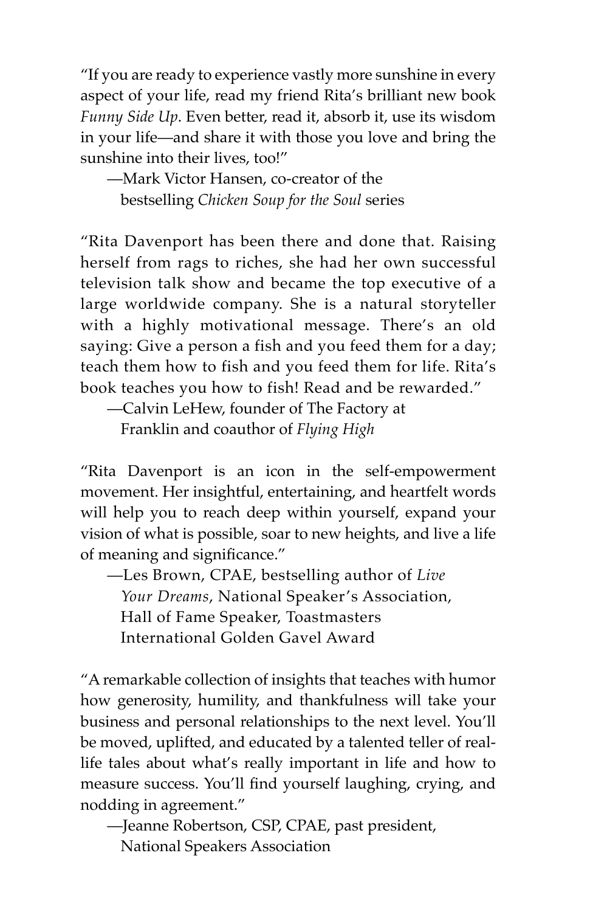"If you are ready to experience vastly more sunshine in every aspect of your life, read my friend Rita's brilliant new book *Funny Side Up*. Even better, read it, absorb it, use its wisdom in your life—and share it with those you love and bring the sunshine into their lives, too!"

—Mark Victor Hansen, co-creator of the bestselling *Chicken Soup for the Soul* series

"Rita Davenport has been there and done that. Raising herself from rags to riches, she had her own successful television talk show and became the top executive of a large worldwide company. She is a natural storyteller with a highly motivational message. There's an old saying: Give a person a fish and you feed them for a day; teach them how to fish and you feed them for life. Rita's book teaches you how to fish! Read and be rewarded."

—Calvin LeHew, founder of The Factory at Franklin and coauthor of *Flying High*

"Rita Davenport is an icon in the self-empowerment movement. Her insightful, entertaining, and heartfelt words will help you to reach deep within yourself, expand your vision of what is possible, soar to new heights, and live a life of meaning and significance."

—Les Brown, CPAE, bestselling author of *Live Your Dreams*, National Speaker's Association, Hall of Fame Speaker, Toastmasters International Golden Gavel Award

"A remarkable collection of insights that teaches with humor how generosity, humility, and thankfulness will take your business and personal relationships to the next level. You'll be moved, uplifted, and educated by a talented teller of real-life tales about what's really important in life and how to measure success. You'll find yourself laughing, crying, and nodding in agreement."

—Jeanne Robertson, CSP, CPAE, past president, National Speakers Association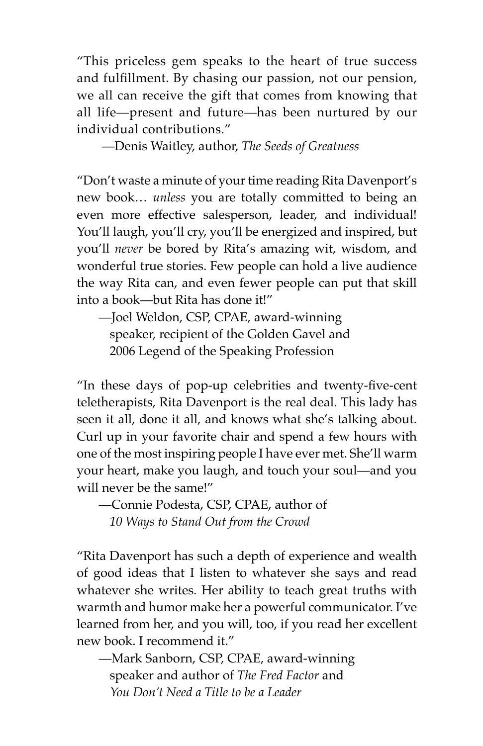"This priceless gem speaks to the heart of true success and fulfillment. By chasing our passion, not our pension, we all can receive the gift that comes from knowing that all life—present and future—has been nurtured by our individual contributions."

—Denis Waitley, author, *The Seeds of Greatness*

"Don't waste a minute of your time reading Rita Davenport's new book… *unless* you are totally committed to being an even more effective salesperson, leader, and individual! You'll laugh, you'll cry, you'll be energized and inspired, but you'll *never* be bored by Rita's amazing wit, wisdom, and wonderful true stories. Few people can hold a live audience the way Rita can, and even fewer people can put that skill into a book—but Rita has done it!"

—Joel Weldon, CSP, CPAE, award-winning speaker, recipient of the Golden Gavel and 2006 Legend of the Speaking Profession

"In these days of pop-up celebrities and twenty-five-cent teletherapists, Rita Davenport is the real deal. This lady has seen it all, done it all, and knows what she's talking about. Curl up in your favorite chair and spend a few hours with one of the most inspiring people I have ever met. She'll warm your heart, make you laugh, and touch your soul—and you will never be the same!"

—Connie Podesta, CSP, CPAE, author of *10 Ways to Stand Out from the Crowd*

"Rita Davenport has such a depth of experience and wealth of good ideas that I listen to whatever she says and read whatever she writes. Her ability to teach great truths with warmth and humor make her a powerful communicator. I've learned from her, and you will, too, if you read her excellent new book. I recommend it."

—Mark Sanborn, CSP, CPAE, award-winning speaker and author of *The Fred Factor* and *You Don't Need a Title to be a Leader*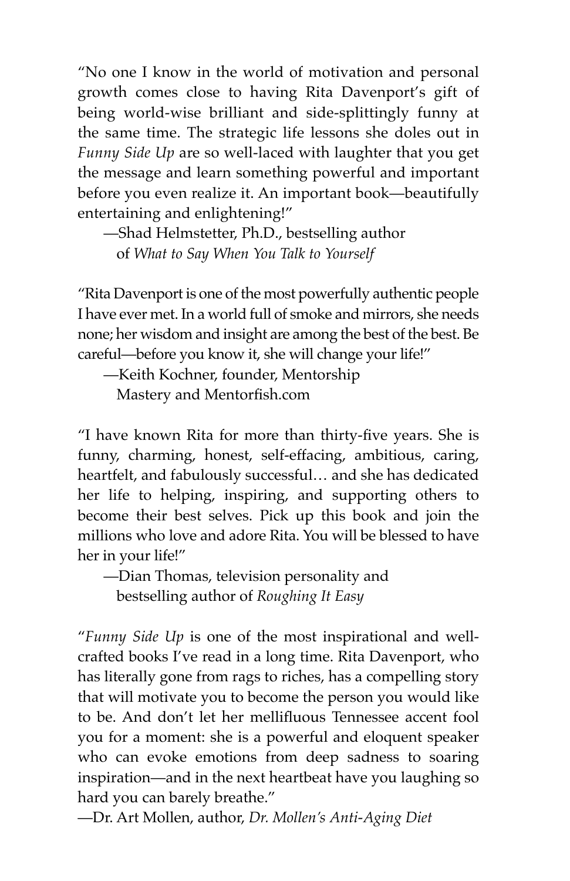"No one I know in the world of motivation and personal growth comes close to having Rita Davenport's gift of being world-wise brilliant and side-splittingly funny at the same time. The strategic life lessons she doles out in *Funny Side Up* are so well-laced with laughter that you get the message and learn something powerful and important before you even realize it. An important book—beautifully entertaining and enlightening!"

—Shad Helmstetter, Ph.D., bestselling author of *What to Say When You Talk to Yourself*

"Rita Davenport is one of the most powerfully authentic people I have ever met. In a world full of smoke and mirrors, she needs none; her wisdom and insight are among the best of the best. Be careful—before you know it, she will change your life!"

—Keith Kochner, founder, Mentorship Mastery and Mentorfish.com

"I have known Rita for more than thirty-five years. She is funny, charming, honest, self-effacing, ambitious, caring, heartfelt, and fabulously successful… and she has dedicated her life to helping, inspiring, and supporting others to become their best selves. Pick up this book and join the millions who love and adore Rita. You will be blessed to have her in your life!"

—Dian Thomas, television personality and bestselling author of *Roughing It Easy*

"*Funny Side Up* is one of the most inspirational and well-crafted books I've read in a long time. Rita Davenport, who has literally gone from rags to riches, has a compelling story that will motivate you to become the person you would like to be. And don't let her mellifluous Tennessee accent fool you for a moment: she is a powerful and eloquent speaker who can evoke emotions from deep sadness to soaring inspiration—and in the next heartbeat have you laughing so hard you can barely breathe."

—Dr. Art Mollen, author, *Dr. Mollen's Anti-Aging Diet*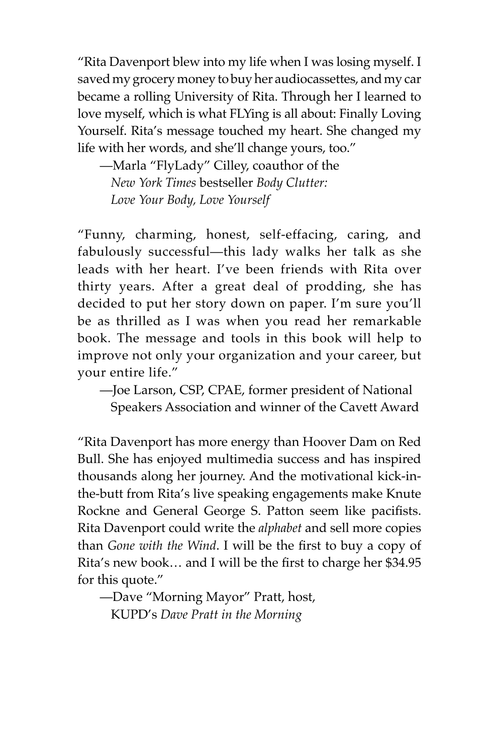"Rita Davenport blew into my life when I was losing myself. I saved my grocery money to buy her audiocassettes, and my car became a rolling University of Rita. Through her I learned to love myself, which is what FLYing is all about: Finally Loving Yourself. Rita's message touched my heart. She changed my life with her words, and she'll change yours, too."

—Marla "FlyLady" Cilley, coauthor of the *New York Times* bestseller *Body Clutter: Love Your Body, Love Yourself*

"Funny, charming, honest, self-effacing, caring, and fabulously successful—this lady walks her talk as she leads with her heart. I've been friends with Rita over thirty years. After a great deal of prodding, she has decided to put her story down on paper. I'm sure you'll be as thrilled as I was when you read her remarkable book. The message and tools in this book will help to improve not only your organization and your career, but your entire life."

—Joe Larson, CSP, CPAE, former president of National Speakers Association and winner of the Cavett Award

"Rita Davenport has more energy than Hoover Dam on Red Bull. She has enjoyed multimedia success and has inspired thousands along her journey. And the motivational kick-in-the-butt from Rita's live speaking engagements make Knute Rockne and General George S. Patton seem like pacifists. Rita Davenport could write the *alphabet* and sell more copies than *Gone with the Wind*. I will be the first to buy a copy of Rita's new book… and I will be the first to charge her $34.95 for this quote."

—Dave "Morning Mayor" Pratt, host, KUPD's *Dave Pratt in the Morning*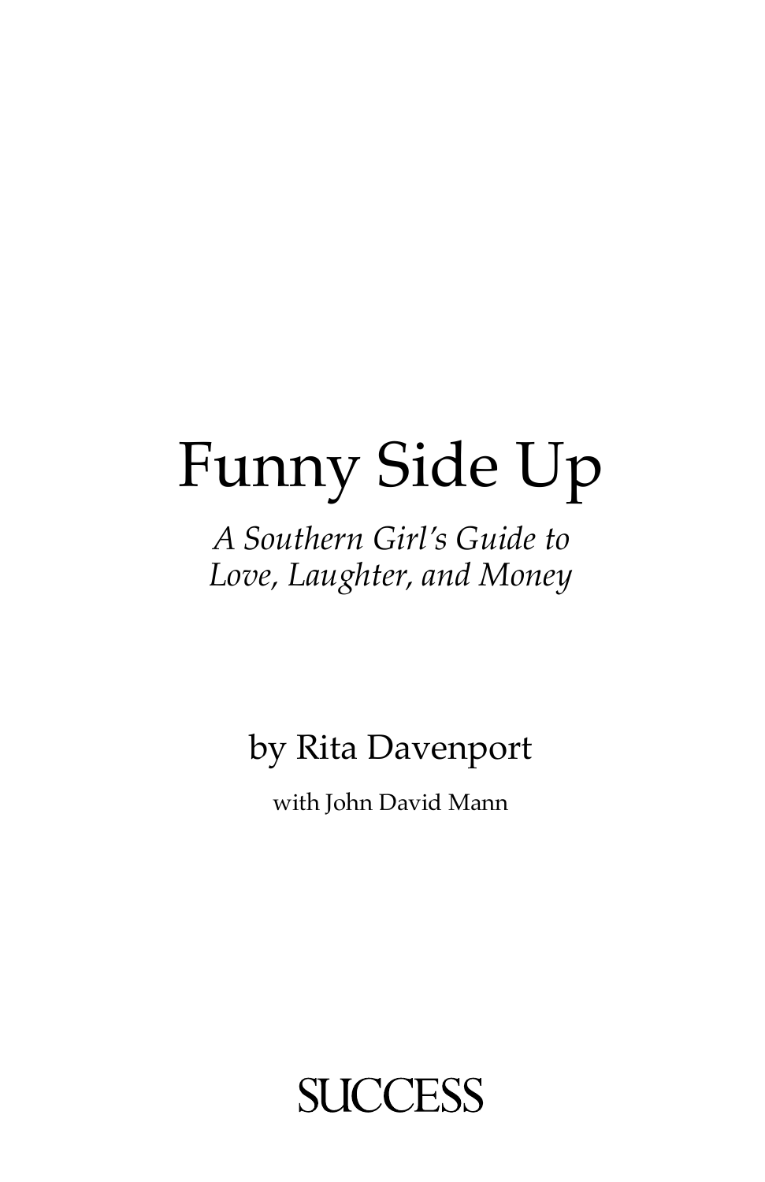# Funny Side Up

*A Southern Girl's Guide to Love, Laughter, and Money*

by Rita Davenport

with John David Mann

SUCCESS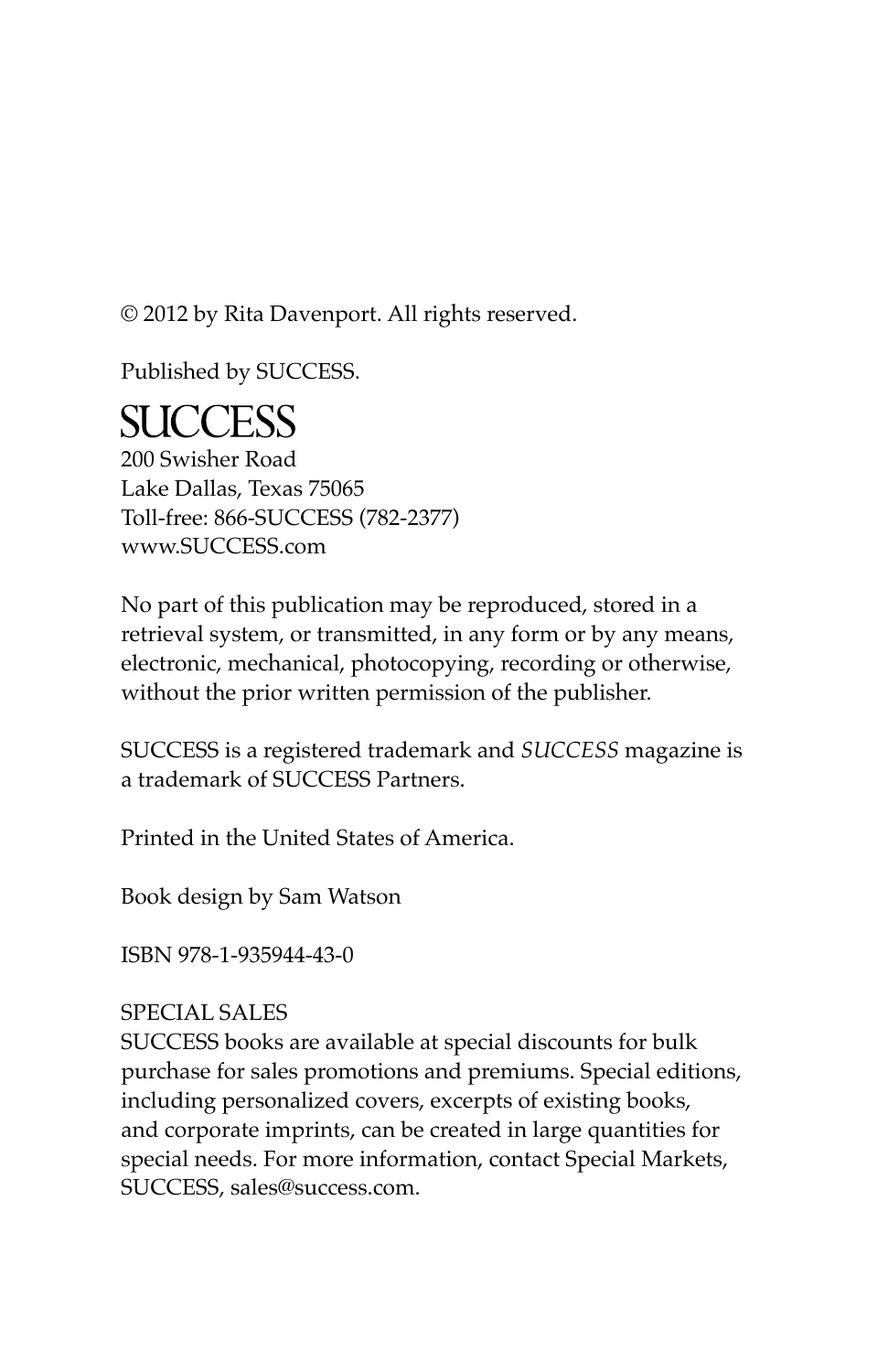© 2012 by Rita Davenport. All rights reserved.

Published by SUCCESS.

SUCCESS

200 Swisher Road
Lake Dallas, Texas 75065
Toll-free: 866-SUCCESS (782-2377)
www.SUCCESS.com

No part of this publication may be reproduced, stored in a retrieval system, or transmitted, in any form or by any means, electronic, mechanical, photocopying, recording or otherwise, without the prior written permission of the publisher.

SUCCESS is a registered trademark and *SUCCESS* magazine is a trademark of SUCCESS Partners.

Printed in the United States of America.

Book design by Sam Watson

ISBN 978-1-935944-43-0

SPECIAL SALES
SUCCESS books are available at special discounts for bulk purchase for sales promotions and premiums. Special editions, including personalized covers, excerpts of existing books, and corporate imprints, can be created in large quantities for special needs. For more information, contact Special Markets, SUCCESS, sales@success.com.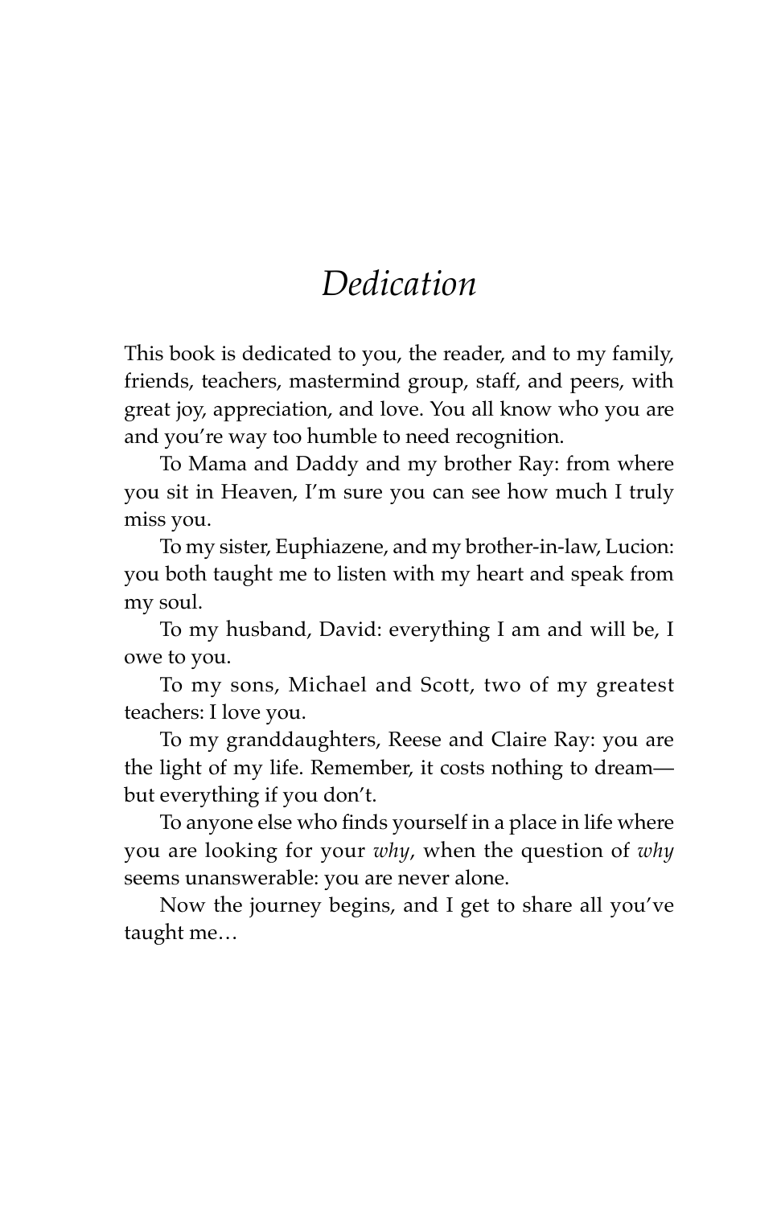# *Dedication*

This book is dedicated to you, the reader, and to my family, friends, teachers, mastermind group, staff, and peers, with great joy, appreciation, and love. You all know who you are and you're way too humble to need recognition.

To Mama and Daddy and my brother Ray: from where you sit in Heaven, I'm sure you can see how much I truly miss you.

To my sister, Euphiazene, and my brother-in-law, Lucion: you both taught me to listen with my heart and speak from my soul.

To my husband, David: everything I am and will be, I owe to you.

To my sons, Michael and Scott, two of my greatest teachers: I love you.

To my granddaughters, Reese and Claire Ray: you are the light of my life. Remember, it costs nothing to dream—but everything if you don't.

To anyone else who finds yourself in a place in life where you are looking for your *why*, when the question of *why* seems unanswerable: you are never alone.

Now the journey begins, and I get to share all you've taught me…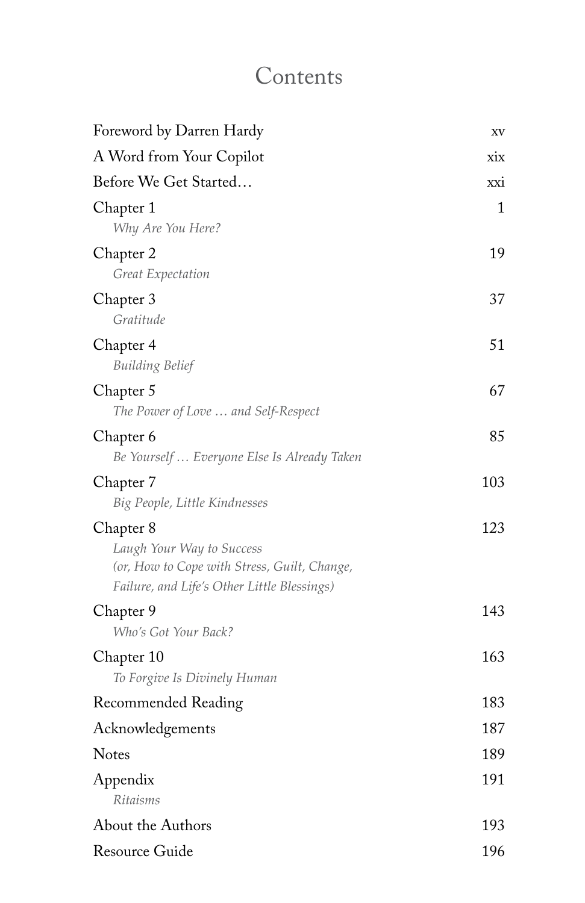# Contents

| | |
|---|---|
| Foreword by Darren Hardy | xv |
| A Word from Your Copilot | xix |
| Before We Get Started… | xxi |
| Chapter 1 <br> *Why Are You Here?* | 1 |
| Chapter 2 <br> *Great Expectation* | 19 |
| Chapter 3 <br> *Gratitude* | 37 |
| Chapter 4 <br> *Building Belief* | 51 |
| Chapter 5 <br> *The Power of Love … and Self-Respect* | 67 |
| Chapter 6 <br> *Be Yourself … Everyone Else Is Already Taken* | 85 |
| Chapter 7 <br> *Big People, Little Kindnesses* | 103 |
| Chapter 8 <br> *Laugh Your Way to Success (or, How to Cope with Stress, Guilt, Change, Failure, and Life's Other Little Blessings)* | 123 |
| Chapter 9 <br> *Who's Got Your Back?* | 143 |
| Chapter 10 <br> *To Forgive Is Divinely Human* | 163 |
| Recommended Reading | 183 |
| Acknowledgements | 187 |
| Notes | 189 |
| Appendix <br> *Ritaisms* | 191 |
| About the Authors | 193 |
| Resource Guide | 196 |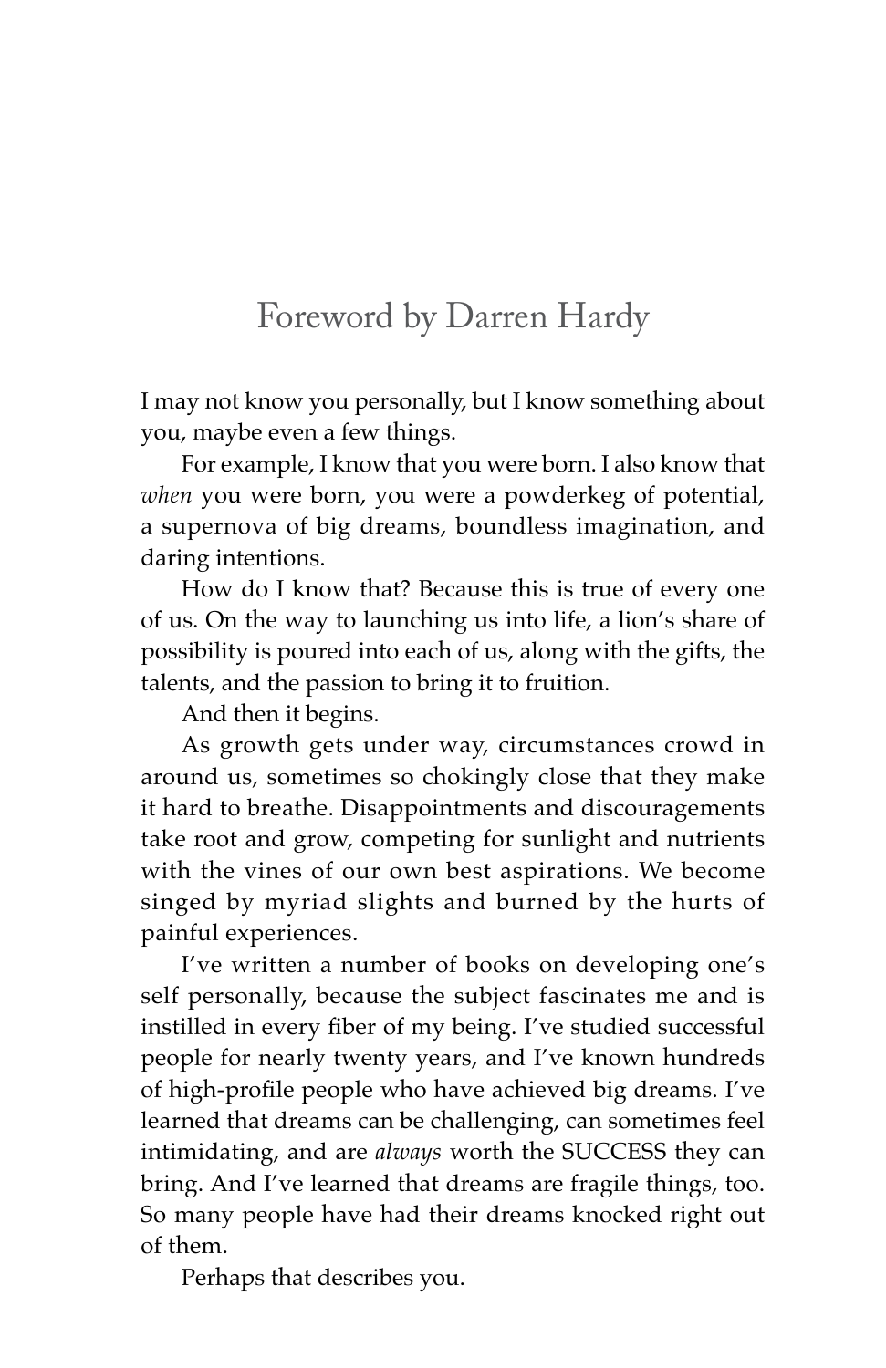# Foreword by Darren Hardy

I may not know you personally, but I know something about you, maybe even a few things.

For example, I know that you were born. I also know that *when* you were born, you were a powderkeg of potential, a supernova of big dreams, boundless imagination, and daring intentions.

How do I know that? Because this is true of every one of us. On the way to launching us into life, a lion's share of possibility is poured into each of us, along with the gifts, the talents, and the passion to bring it to fruition.

And then it begins.

As growth gets under way, circumstances crowd in around us, sometimes so chokingly close that they make it hard to breathe. Disappointments and discouragements take root and grow, competing for sunlight and nutrients with the vines of our own best aspirations. We become singed by myriad slights and burned by the hurts of painful experiences.

I've written a number of books on developing one's self personally, because the subject fascinates me and is instilled in every fiber of my being. I've studied successful people for nearly twenty years, and I've known hundreds of high-profile people who have achieved big dreams. I've learned that dreams can be challenging, can sometimes feel intimidating, and are *always* worth the SUCCESS they can bring. And I've learned that dreams are fragile things, too. So many people have had their dreams knocked right out of them.

Perhaps that describes you.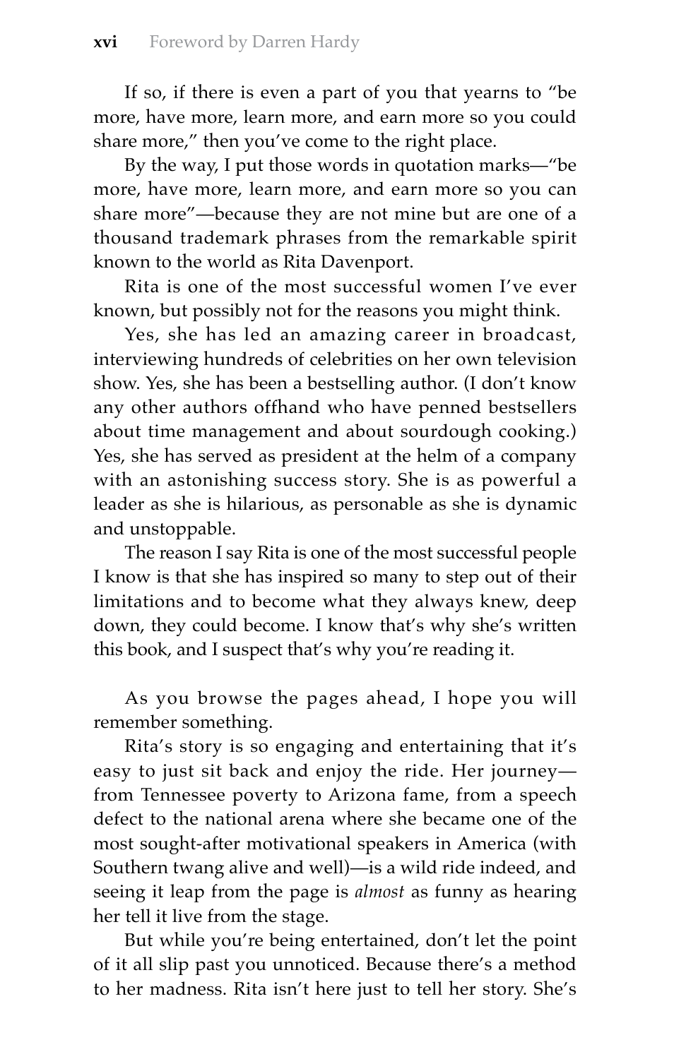If so, if there is even a part of you that yearns to "be more, have more, learn more, and earn more so you could share more," then you've come to the right place.

By the way, I put those words in quotation marks—"be more, have more, learn more, and earn more so you can share more"—because they are not mine but are one of a thousand trademark phrases from the remarkable spirit known to the world as Rita Davenport.

Rita is one of the most successful women I've ever known, but possibly not for the reasons you might think.

Yes, she has led an amazing career in broadcast, interviewing hundreds of celebrities on her own television show. Yes, she has been a bestselling author. (I don't know any other authors offhand who have penned bestsellers about time management and about sourdough cooking.) Yes, she has served as president at the helm of a company with an astonishing success story. She is as powerful a leader as she is hilarious, as personable as she is dynamic and unstoppable.

The reason I say Rita is one of the most successful people I know is that she has inspired so many to step out of their limitations and to become what they always knew, deep down, they could become. I know that's why she's written this book, and I suspect that's why you're reading it.

As you browse the pages ahead, I hope you will remember something.

Rita's story is so engaging and entertaining that it's easy to just sit back and enjoy the ride. Her journey—from Tennessee poverty to Arizona fame, from a speech defect to the national arena where she became one of the most sought-after motivational speakers in America (with Southern twang alive and well)—is a wild ride indeed, and seeing it leap from the page is *almost* as funny as hearing her tell it live from the stage.

But while you're being entertained, don't let the point of it all slip past you unnoticed. Because there's a method to her madness. Rita isn't here just to tell her story. She's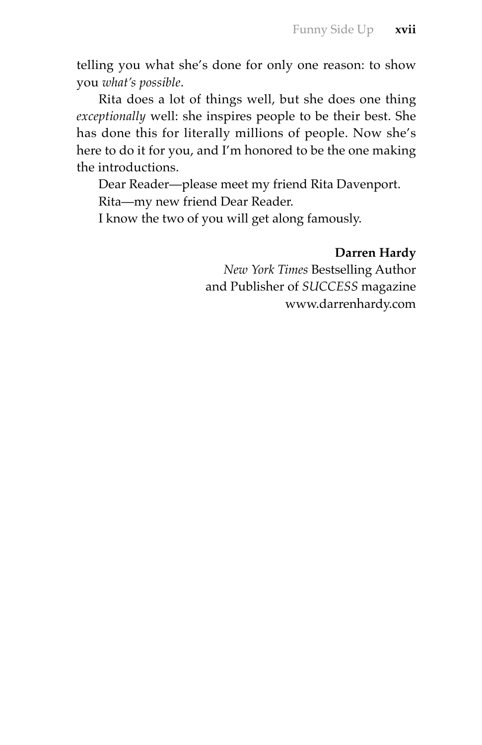telling you what she's done for only one reason: to show you *what's possible*.

Rita does a lot of things well, but she does one thing *exceptionally* well: she inspires people to be their best. She has done this for literally millions of people. Now she's here to do it for you, and I'm honored to be the one making the introductions.

Dear Reader—please meet my friend Rita Davenport.

Rita—my new friend Dear Reader.

I know the two of you will get along famously.

**Darren Hardy**
*New York Times* Bestselling Author
and Publisher of *SUCCESS* magazine
www.darrenhardy.com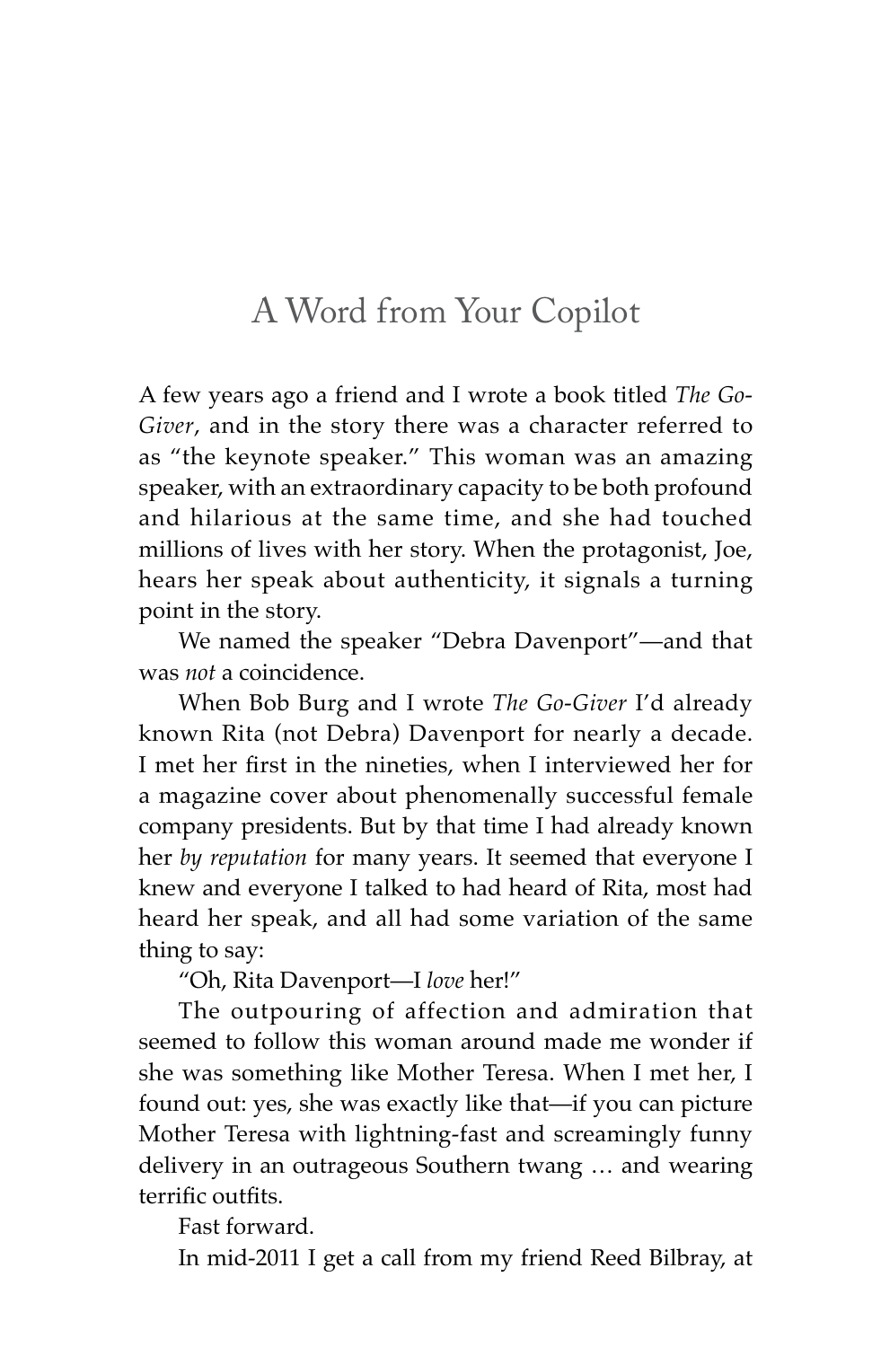# A Word from Your Copilot

A few years ago a friend and I wrote a book titled *The Go-Giver*, and in the story there was a character referred to as "the keynote speaker." This woman was an amazing speaker, with an extraordinary capacity to be both profound and hilarious at the same time, and she had touched millions of lives with her story. When the protagonist, Joe, hears her speak about authenticity, it signals a turning point in the story.

We named the speaker "Debra Davenport"—and that was *not* a coincidence.

When Bob Burg and I wrote *The Go-Giver* I'd already known Rita (not Debra) Davenport for nearly a decade. I met her first in the nineties, when I interviewed her for a magazine cover about phenomenally successful female company presidents. But by that time I had already known her *by reputation* for many years. It seemed that everyone I knew and everyone I talked to had heard of Rita, most had heard her speak, and all had some variation of the same thing to say:

"Oh, Rita Davenport—I *love* her!"

The outpouring of affection and admiration that seemed to follow this woman around made me wonder if she was something like Mother Teresa. When I met her, I found out: yes, she was exactly like that—if you can picture Mother Teresa with lightning-fast and screamingly funny delivery in an outrageous Southern twang … and wearing terrific outfits.

Fast forward.

In mid-2011 I get a call from my friend Reed Bilbray, at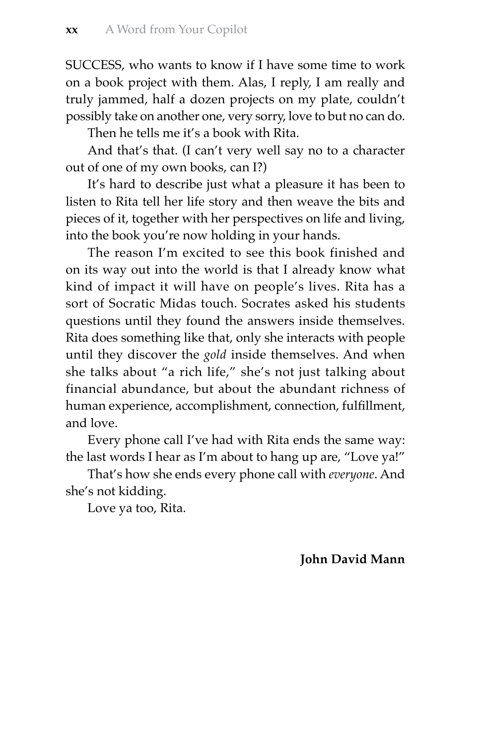SUCCESS, who wants to know if I have some time to work on a book project with them. Alas, I reply, I am really and truly jammed, half a dozen projects on my plate, couldn't possibly take on another one, very sorry, love to but no can do.

Then he tells me it's a book with Rita.

And that's that. (I can't very well say no to a character out of one of my own books, can I?)

It's hard to describe just what a pleasure it has been to listen to Rita tell her life story and then weave the bits and pieces of it, together with her perspectives on life and living, into the book you're now holding in your hands.

The reason I'm excited to see this book finished and on its way out into the world is that I already know what kind of impact it will have on people's lives. Rita has a sort of Socratic Midas touch. Socrates asked his students questions until they found the answers inside themselves. Rita does something like that, only she interacts with people until they discover the *gold* inside themselves. And when she talks about "a rich life," she's not just talking about financial abundance, but about the abundant richness of human experience, accomplishment, connection, fulfillment, and love.

Every phone call I've had with Rita ends the same way: the last words I hear as I'm about to hang up are, "Love ya!"

That's how she ends every phone call with *everyone*. And she's not kidding.

Love ya too, Rita.

**John David Mann**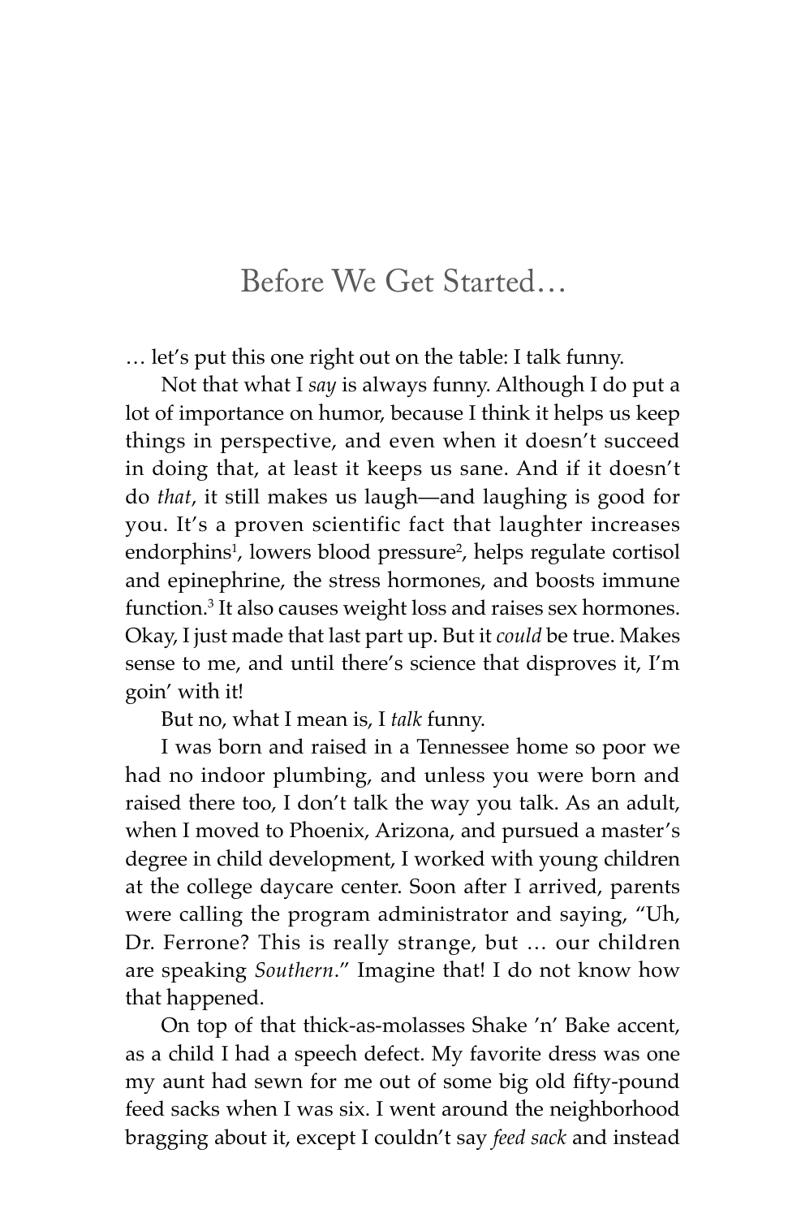# Before We Get Started…

… let's put this one right out on the table: I talk funny.

Not that what I *say* is always funny. Although I do put a lot of importance on humor, because I think it helps us keep things in perspective, and even when it doesn't succeed in doing that, at least it keeps us sane. And if it doesn't do *that*, it still makes us laugh—and laughing is good for you. It's a proven scientific fact that laughter increases endorphins[1], lowers blood pressure[2], helps regulate cortisol and epinephrine, the stress hormones, and boosts immune function.[3] It also causes weight loss and raises sex hormones. Okay, I just made that last part up. But it *could* be true. Makes sense to me, and until there's science that disproves it, I'm goin' with it!

But no, what I mean is, I *talk* funny.

I was born and raised in a Tennessee home so poor we had no indoor plumbing, and unless you were born and raised there too, I don't talk the way you talk. As an adult, when I moved to Phoenix, Arizona, and pursued a master's degree in child development, I worked with young children at the college daycare center. Soon after I arrived, parents were calling the program administrator and saying, "Uh, Dr. Ferrone? This is really strange, but … our children are speaking *Southern*." Imagine that! I do not know how that happened.

On top of that thick-as-molasses Shake 'n' Bake accent, as a child I had a speech defect. My favorite dress was one my aunt had sewn for me out of some big old fifty-pound feed sacks when I was six. I went around the neighborhood bragging about it, except I couldn't say *feed sack* and instead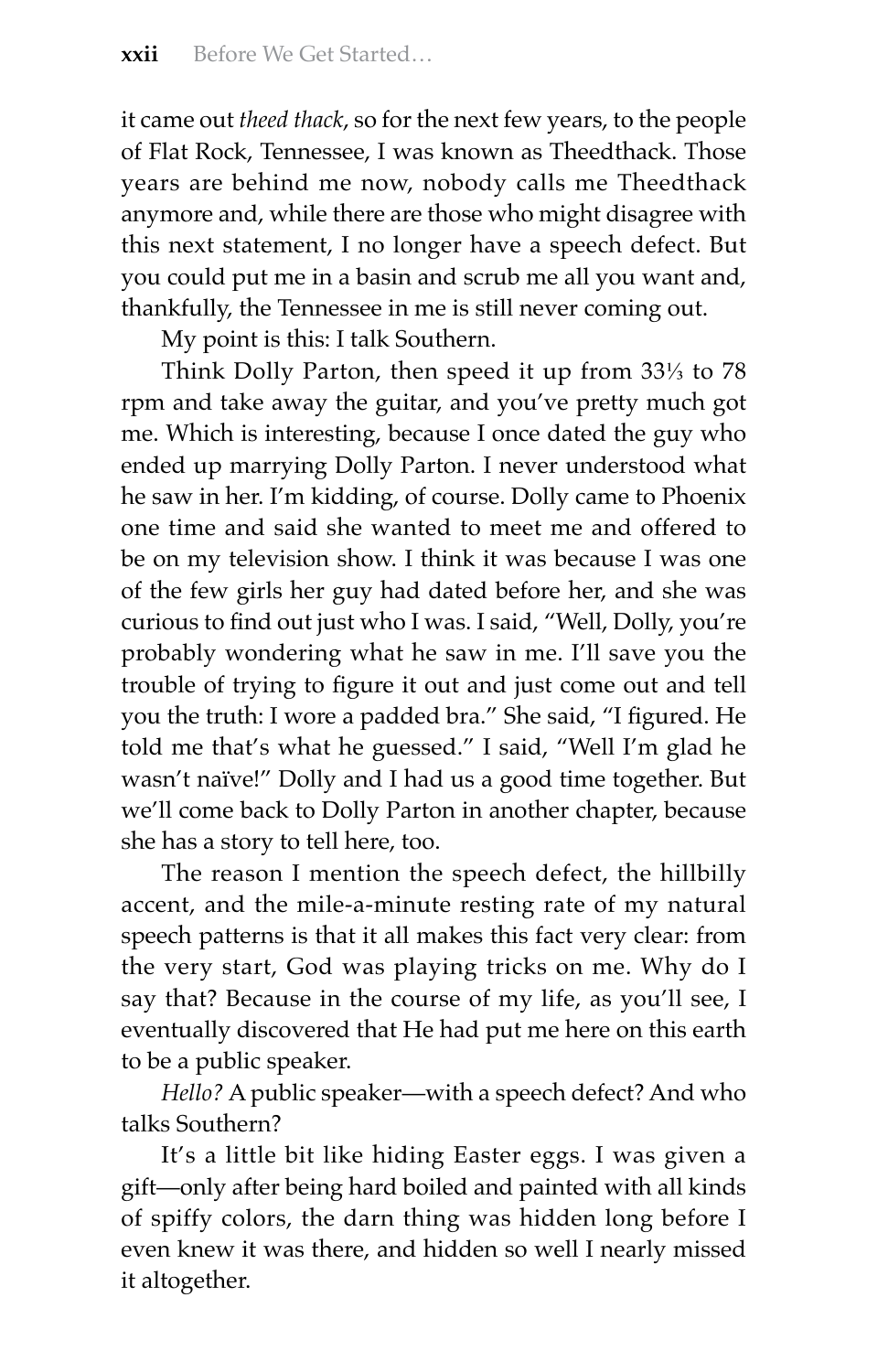it came out *theed thack*, so for the next few years, to the people of Flat Rock, Tennessee, I was known as Theedthack. Those years are behind me now, nobody calls me Theedthack anymore and, while there are those who might disagree with this next statement, I no longer have a speech defect. But you could put me in a basin and scrub me all you want and, thankfully, the Tennessee in me is still never coming out.

My point is this: I talk Southern.

Think Dolly Parton, then speed it up from 33⅓ to 78 rpm and take away the guitar, and you've pretty much got me. Which is interesting, because I once dated the guy who ended up marrying Dolly Parton. I never understood what he saw in her. I'm kidding, of course. Dolly came to Phoenix one time and said she wanted to meet me and offered to be on my television show. I think it was because I was one of the few girls her guy had dated before her, and she was curious to find out just who I was. I said, "Well, Dolly, you're probably wondering what he saw in me. I'll save you the trouble of trying to figure it out and just come out and tell you the truth: I wore a padded bra." She said, "I figured. He told me that's what he guessed." I said, "Well I'm glad he wasn't naïve!" Dolly and I had us a good time together. But we'll come back to Dolly Parton in another chapter, because she has a story to tell here, too.

The reason I mention the speech defect, the hillbilly accent, and the mile-a-minute resting rate of my natural speech patterns is that it all makes this fact very clear: from the very start, God was playing tricks on me. Why do I say that? Because in the course of my life, as you'll see, I eventually discovered that He had put me here on this earth to be a public speaker.

*Hello?* A public speaker—with a speech defect? And who talks Southern?

It's a little bit like hiding Easter eggs. I was given a gift—only after being hard boiled and painted with all kinds of spiffy colors, the darn thing was hidden long before I even knew it was there, and hidden so well I nearly missed it altogether.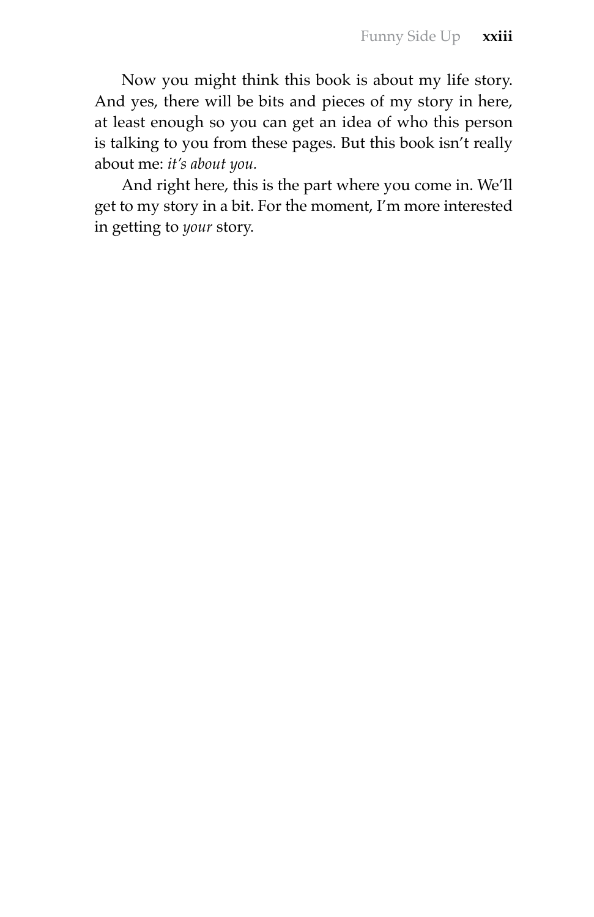Now you might think this book is about my life story. And yes, there will be bits and pieces of my story in here, at least enough so you can get an idea of who this person is talking to you from these pages. But this book isn't really about me: *it's about you.*

And right here, this is the part where you come in. We'll get to my story in a bit. For the moment, I'm more interested in getting to *your* story.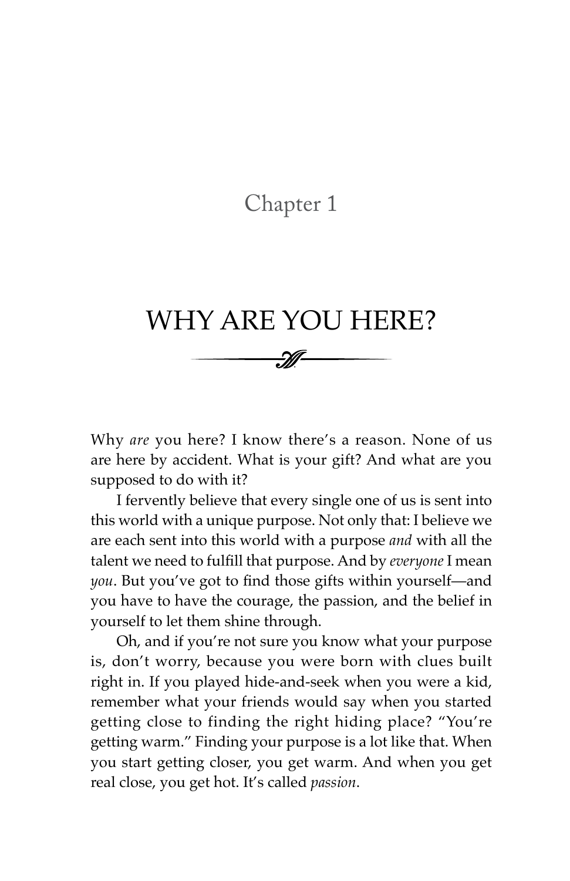## Chapter 1

# WHY ARE YOU HERE?

Why *are* you here? I know there's a reason. None of us are here by accident. What is your gift? And what are you supposed to do with it?

I fervently believe that every single one of us is sent into this world with a unique purpose. Not only that: I believe we are each sent into this world with a purpose *and* with all the talent we need to fulfill that purpose. And by *everyone* I mean *you*. But you've got to find those gifts within yourself—and you have to have the courage, the passion, and the belief in yourself to let them shine through.

Oh, and if you're not sure you know what your purpose is, don't worry, because you were born with clues built right in. If you played hide-and-seek when you were a kid, remember what your friends would say when you started getting close to finding the right hiding place? "You're getting warm." Finding your purpose is a lot like that. When you start getting closer, you get warm. And when you get real close, you get hot. It's called *passion*.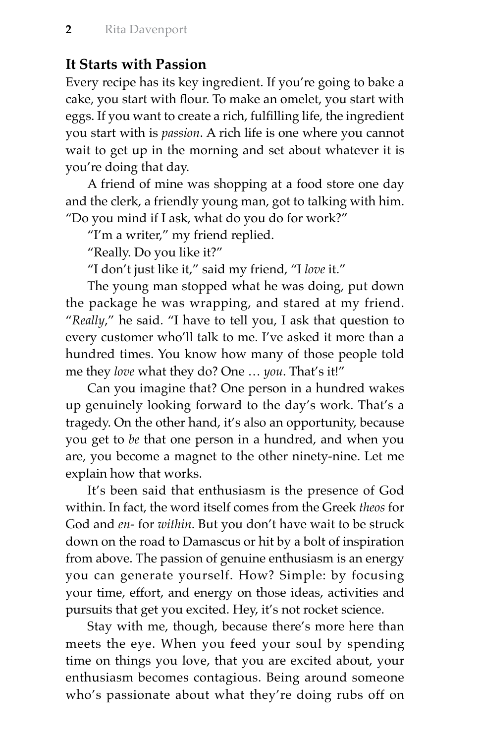## It Starts with Passion

Every recipe has its key ingredient. If you're going to bake a cake, you start with flour. To make an omelet, you start with eggs. If you want to create a rich, fulfilling life, the ingredient you start with is *passion*. A rich life is one where you cannot wait to get up in the morning and set about whatever it is you're doing that day.

A friend of mine was shopping at a food store one day and the clerk, a friendly young man, got to talking with him. "Do you mind if I ask, what do you do for work?"

"I'm a writer," my friend replied.

"Really. Do you like it?"

"I don't just like it," said my friend, "I *love* it."

The young man stopped what he was doing, put down the package he was wrapping, and stared at my friend. "*Really*," he said. "I have to tell you, I ask that question to every customer who'll talk to me. I've asked it more than a hundred times. You know how many of those people told me they *love* what they do? One … *you*. That's it!"

Can you imagine that? One person in a hundred wakes up genuinely looking forward to the day's work. That's a tragedy. On the other hand, it's also an opportunity, because you get to *be* that one person in a hundred, and when you are, you become a magnet to the other ninety-nine. Let me explain how that works.

It's been said that enthusiasm is the presence of God within. In fact, the word itself comes from the Greek *theos* for God and *en-* for *within*. But you don't have wait to be struck down on the road to Damascus or hit by a bolt of inspiration from above. The passion of genuine enthusiasm is an energy you can generate yourself. How? Simple: by focusing your time, effort, and energy on those ideas, activities and pursuits that get you excited. Hey, it's not rocket science.

Stay with me, though, because there's more here than meets the eye. When you feed your soul by spending time on things you love, that you are excited about, your enthusiasm becomes contagious. Being around someone who's passionate about what they're doing rubs off on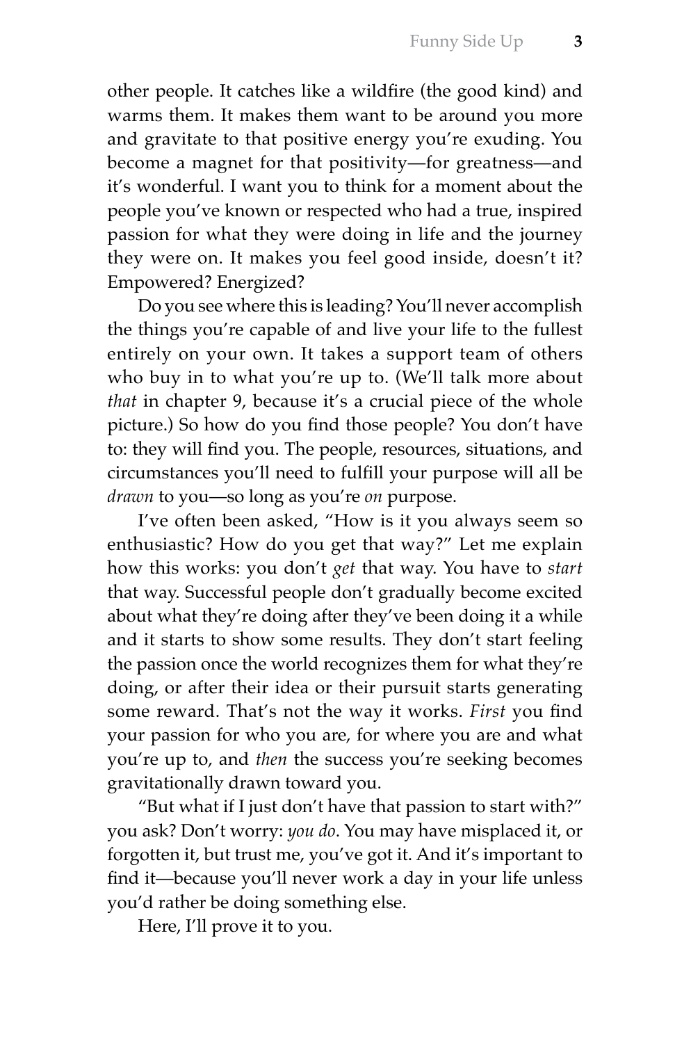other people. It catches like a wildfire (the good kind) and warms them. It makes them want to be around you more and gravitate to that positive energy you're exuding. You become a magnet for that positivity—for greatness—and it's wonderful. I want you to think for a moment about the people you've known or respected who had a true, inspired passion for what they were doing in life and the journey they were on. It makes you feel good inside, doesn't it? Empowered? Energized?

Do you see where this is leading? You'll never accomplish the things you're capable of and live your life to the fullest entirely on your own. It takes a support team of others who buy in to what you're up to. (We'll talk more about *that* in chapter 9, because it's a crucial piece of the whole picture.) So how do you find those people? You don't have to: they will find you. The people, resources, situations, and circumstances you'll need to fulfill your purpose will all be *drawn* to you—so long as you're *on* purpose.

I've often been asked, "How is it you always seem so enthusiastic? How do you get that way?" Let me explain how this works: you don't *get* that way. You have to *start* that way. Successful people don't gradually become excited about what they're doing after they've been doing it a while and it starts to show some results. They don't start feeling the passion once the world recognizes them for what they're doing, or after their idea or their pursuit starts generating some reward. That's not the way it works. *First* you find your passion for who you are, for where you are and what you're up to, and *then* the success you're seeking becomes gravitationally drawn toward you.

"But what if I just don't have that passion to start with?" you ask? Don't worry: *you do*. You may have misplaced it, or forgotten it, but trust me, you've got it. And it's important to find it—because you'll never work a day in your life unless you'd rather be doing something else.

Here, I'll prove it to you.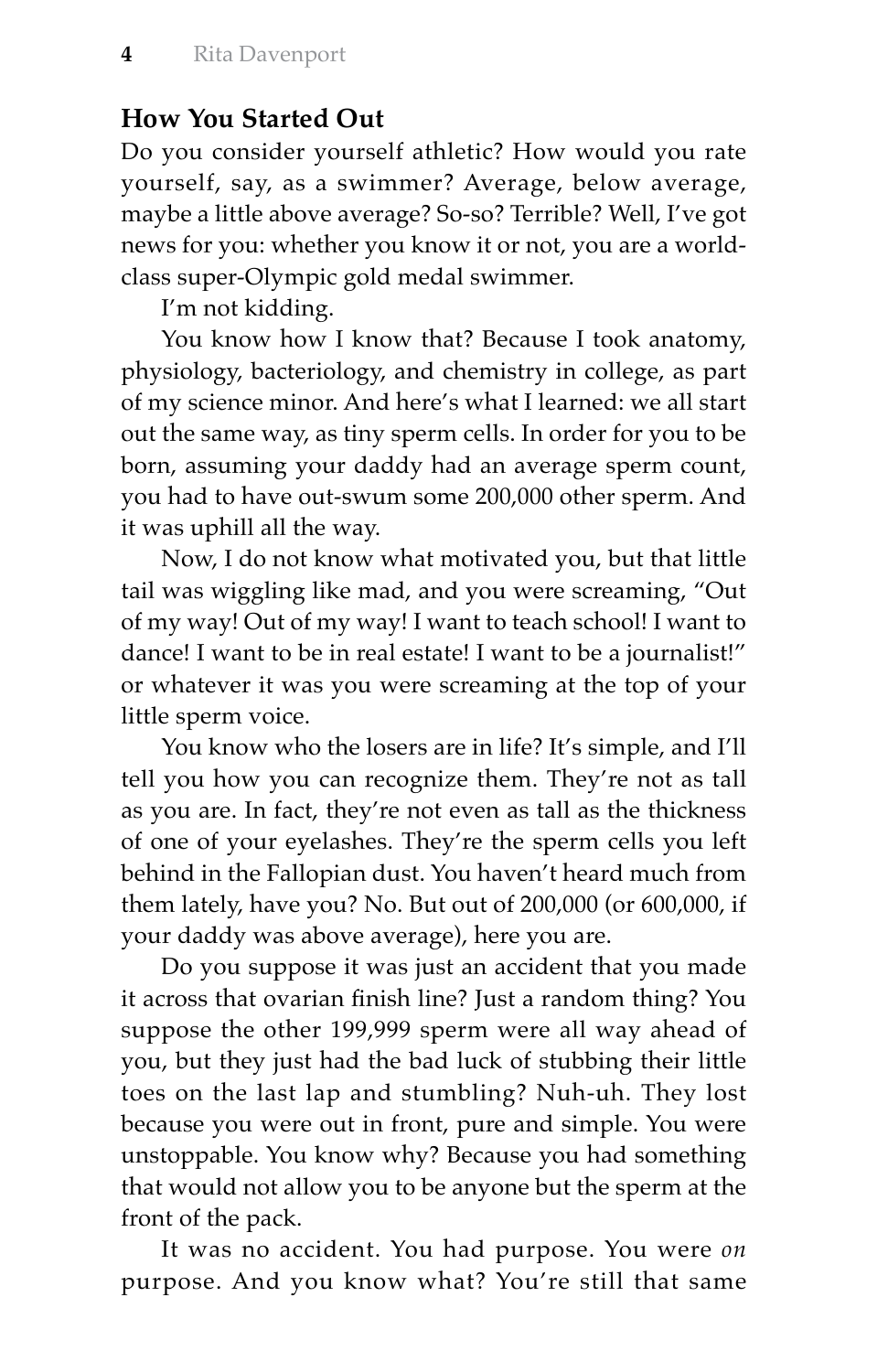### How You Started Out

Do you consider yourself athletic? How would you rate yourself, say, as a swimmer? Average, below average, maybe a little above average? So-so? Terrible? Well, I've got news for you: whether you know it or not, you are a world-class super-Olympic gold medal swimmer.

I'm not kidding.

You know how I know that? Because I took anatomy, physiology, bacteriology, and chemistry in college, as part of my science minor. And here's what I learned: we all start out the same way, as tiny sperm cells. In order for you to be born, assuming your daddy had an average sperm count, you had to have out-swum some 200,000 other sperm. And it was uphill all the way.

Now, I do not know what motivated you, but that little tail was wiggling like mad, and you were screaming, "Out of my way! Out of my way! I want to teach school! I want to dance! I want to be in real estate! I want to be a journalist!" or whatever it was you were screaming at the top of your little sperm voice.

You know who the losers are in life? It's simple, and I'll tell you how you can recognize them. They're not as tall as you are. In fact, they're not even as tall as the thickness of one of your eyelashes. They're the sperm cells you left behind in the Fallopian dust. You haven't heard much from them lately, have you? No. But out of 200,000 (or 600,000, if your daddy was above average), here you are.

Do you suppose it was just an accident that you made it across that ovarian finish line? Just a random thing? You suppose the other 199,999 sperm were all way ahead of you, but they just had the bad luck of stubbing their little toes on the last lap and stumbling? Nuh-uh. They lost because you were out in front, pure and simple. You were unstoppable. You know why? Because you had something that would not allow you to be anyone but the sperm at the front of the pack.

It was no accident. You had purpose. You were *on* purpose. And you know what? You're still that same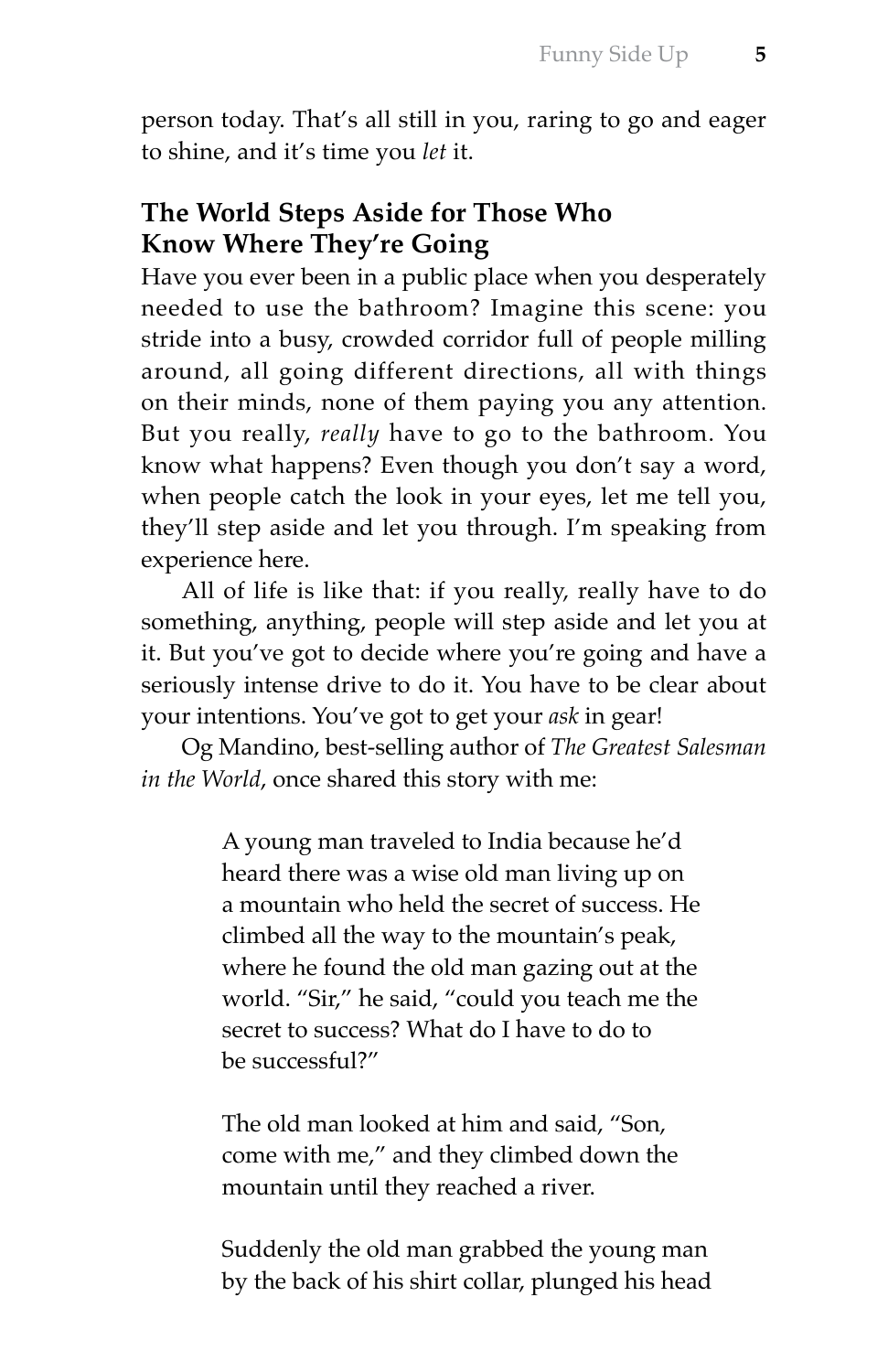person today. That's all still in you, raring to go and eager to shine, and it's time you *let* it.

## The World Steps Aside for Those Who Know Where They're Going

Have you ever been in a public place when you desperately needed to use the bathroom? Imagine this scene: you stride into a busy, crowded corridor full of people milling around, all going different directions, all with things on their minds, none of them paying you any attention. But you really, *really* have to go to the bathroom. You know what happens? Even though you don't say a word, when people catch the look in your eyes, let me tell you, they'll step aside and let you through. I'm speaking from experience here.

All of life is like that: if you really, really have to do something, anything, people will step aside and let you at it. But you've got to decide where you're going and have a seriously intense drive to do it. You have to be clear about your intentions. You've got to get your *ask* in gear!

Og Mandino, best-selling author of *The Greatest Salesman in the World*, once shared this story with me:

> A young man traveled to India because he'd heard there was a wise old man living up on a mountain who held the secret of success. He climbed all the way to the mountain's peak, where he found the old man gazing out at the world. "Sir," he said, "could you teach me the secret to success? What do I have to do to be successful?"
>
> The old man looked at him and said, "Son, come with me," and they climbed down the mountain until they reached a river.
>
> Suddenly the old man grabbed the young man by the back of his shirt collar, plunged his head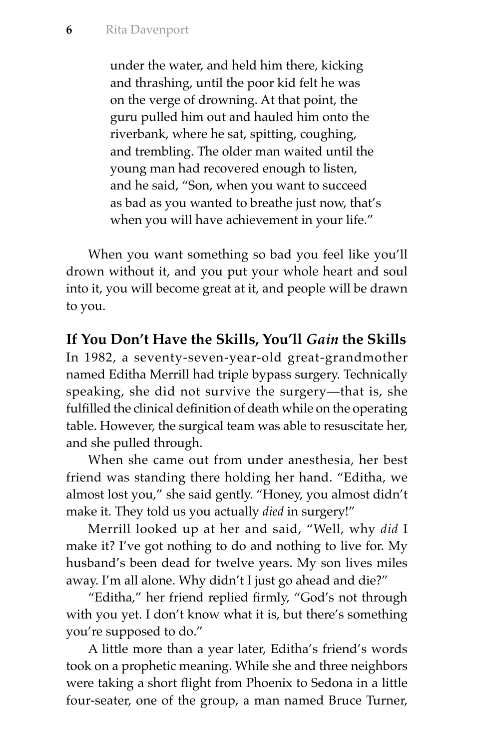> under the water, and held him there, kicking and thrashing, until the poor kid felt he was on the verge of drowning. At that point, the guru pulled him out and hauled him onto the riverbank, where he sat, spitting, coughing, and trembling. The older man waited until the young man had recovered enough to listen, and he said, "Son, when you want to succeed as bad as you wanted to breathe just now, that's when you will have achievement in your life."

When you want something so bad you feel like you'll drown without it, and you put your whole heart and soul into it, you will become great at it, and people will be drawn to you.

### If You Don't Have the Skills, You'll *Gain* the Skills

In 1982, a seventy-seven-year-old great-grandmother named Editha Merrill had triple bypass surgery. Technically speaking, she did not survive the surgery—that is, she fulfilled the clinical definition of death while on the operating table. However, the surgical team was able to resuscitate her, and she pulled through.

When she came out from under anesthesia, her best friend was standing there holding her hand. "Editha, we almost lost you," she said gently. "Honey, you almost didn't make it. They told us you actually *died* in surgery!"

Merrill looked up at her and said, "Well, why *did* I make it? I've got nothing to do and nothing to live for. My husband's been dead for twelve years. My son lives miles away. I'm all alone. Why didn't I just go ahead and die?"

"Editha," her friend replied firmly, "God's not through with you yet. I don't know what it is, but there's something you're supposed to do."

A little more than a year later, Editha's friend's words took on a prophetic meaning. While she and three neighbors were taking a short flight from Phoenix to Sedona in a little four-seater, one of the group, a man named Bruce Turner,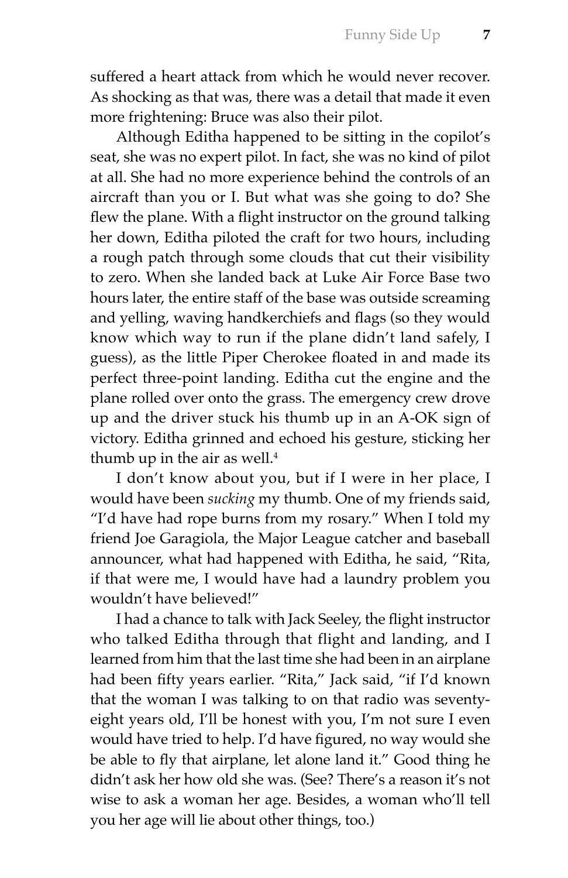suffered a heart attack from which he would never recover. As shocking as that was, there was a detail that made it even more frightening: Bruce was also their pilot.

Although Editha happened to be sitting in the copilot's seat, she was no expert pilot. In fact, she was no kind of pilot at all. She had no more experience behind the controls of an aircraft than you or I. But what was she going to do? She flew the plane. With a flight instructor on the ground talking her down, Editha piloted the craft for two hours, including a rough patch through some clouds that cut their visibility to zero. When she landed back at Luke Air Force Base two hours later, the entire staff of the base was outside screaming and yelling, waving handkerchiefs and flags (so they would know which way to run if the plane didn't land safely, I guess), as the little Piper Cherokee floated in and made its perfect three-point landing. Editha cut the engine and the plane rolled over onto the grass. The emergency crew drove up and the driver stuck his thumb up in an A-OK sign of victory. Editha grinned and echoed his gesture, sticking her thumb up in the air as well.[4]

I don't know about you, but if I were in her place, I would have been *sucking* my thumb. One of my friends said, "I'd have had rope burns from my rosary." When I told my friend Joe Garagiola, the Major League catcher and baseball announcer, what had happened with Editha, he said, "Rita, if that were me, I would have had a laundry problem you wouldn't have believed!"

I had a chance to talk with Jack Seeley, the flight instructor who talked Editha through that flight and landing, and I learned from him that the last time she had been in an airplane had been fifty years earlier. "Rita," Jack said, "if I'd known that the woman I was talking to on that radio was seventy-eight years old, I'll be honest with you, I'm not sure I even would have tried to help. I'd have figured, no way would she be able to fly that airplane, let alone land it." Good thing he didn't ask her how old she was. (See? There's a reason it's not wise to ask a woman her age. Besides, a woman who'll tell you her age will lie about other things, too.)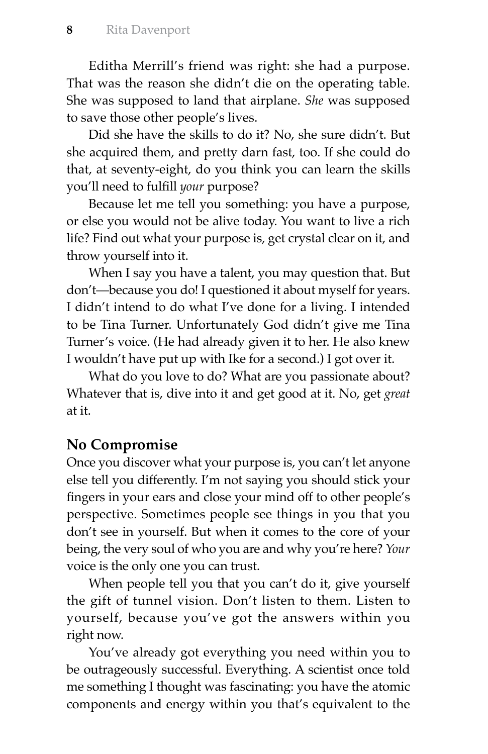Editha Merrill's friend was right: she had a purpose. That was the reason she didn't die on the operating table. She was supposed to land that airplane. *She* was supposed to save those other people's lives.

Did she have the skills to do it? No, she sure didn't. But she acquired them, and pretty darn fast, too. If she could do that, at seventy-eight, do you think you can learn the skills you'll need to fulfill *your* purpose?

Because let me tell you something: you have a purpose, or else you would not be alive today. You want to live a rich life? Find out what your purpose is, get crystal clear on it, and throw yourself into it.

When I say you have a talent, you may question that. But don't—because you do! I questioned it about myself for years. I didn't intend to do what I've done for a living. I intended to be Tina Turner. Unfortunately God didn't give me Tina Turner's voice. (He had already given it to her. He also knew I wouldn't have put up with Ike for a second.) I got over it.

What do you love to do? What are you passionate about? Whatever that is, dive into it and get good at it. No, get *great* at it.

### No Compromise

Once you discover what your purpose is, you can't let anyone else tell you differently. I'm not saying you should stick your fingers in your ears and close your mind off to other people's perspective. Sometimes people see things in you that you don't see in yourself. But when it comes to the core of your being, the very soul of who you are and why you're here? *Your* voice is the only one you can trust.

When people tell you that you can't do it, give yourself the gift of tunnel vision. Don't listen to them. Listen to yourself, because you've got the answers within you right now.

You've already got everything you need within you to be outrageously successful. Everything. A scientist once told me something I thought was fascinating: you have the atomic components and energy within you that's equivalent to the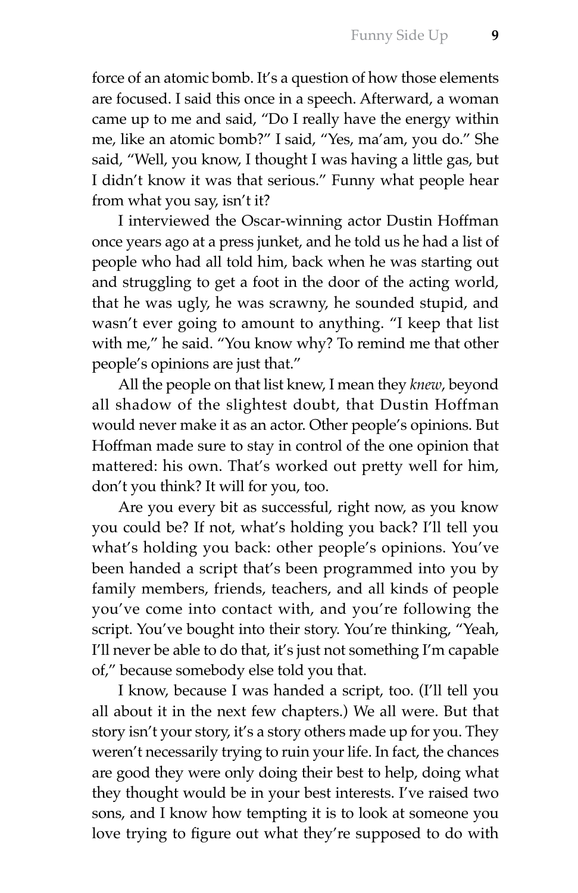force of an atomic bomb. It's a question of how those elements are focused. I said this once in a speech. Afterward, a woman came up to me and said, "Do I really have the energy within me, like an atomic bomb?" I said, "Yes, ma'am, you do." She said, "Well, you know, I thought I was having a little gas, but I didn't know it was that serious." Funny what people hear from what you say, isn't it?

I interviewed the Oscar-winning actor Dustin Hoffman once years ago at a press junket, and he told us he had a list of people who had all told him, back when he was starting out and struggling to get a foot in the door of the acting world, that he was ugly, he was scrawny, he sounded stupid, and wasn't ever going to amount to anything. "I keep that list with me," he said. "You know why? To remind me that other people's opinions are just that."

All the people on that list knew, I mean they *knew*, beyond all shadow of the slightest doubt, that Dustin Hoffman would never make it as an actor. Other people's opinions. But Hoffman made sure to stay in control of the one opinion that mattered: his own. That's worked out pretty well for him, don't you think? It will for you, too.

Are you every bit as successful, right now, as you know you could be? If not, what's holding you back? I'll tell you what's holding you back: other people's opinions. You've been handed a script that's been programmed into you by family members, friends, teachers, and all kinds of people you've come into contact with, and you're following the script. You've bought into their story. You're thinking, "Yeah, I'll never be able to do that, it's just not something I'm capable of," because somebody else told you that.

I know, because I was handed a script, too. (I'll tell you all about it in the next few chapters.) We all were. But that story isn't your story, it's a story others made up for you. They weren't necessarily trying to ruin your life. In fact, the chances are good they were only doing their best to help, doing what they thought would be in your best interests. I've raised two sons, and I know how tempting it is to look at someone you love trying to figure out what they're supposed to do with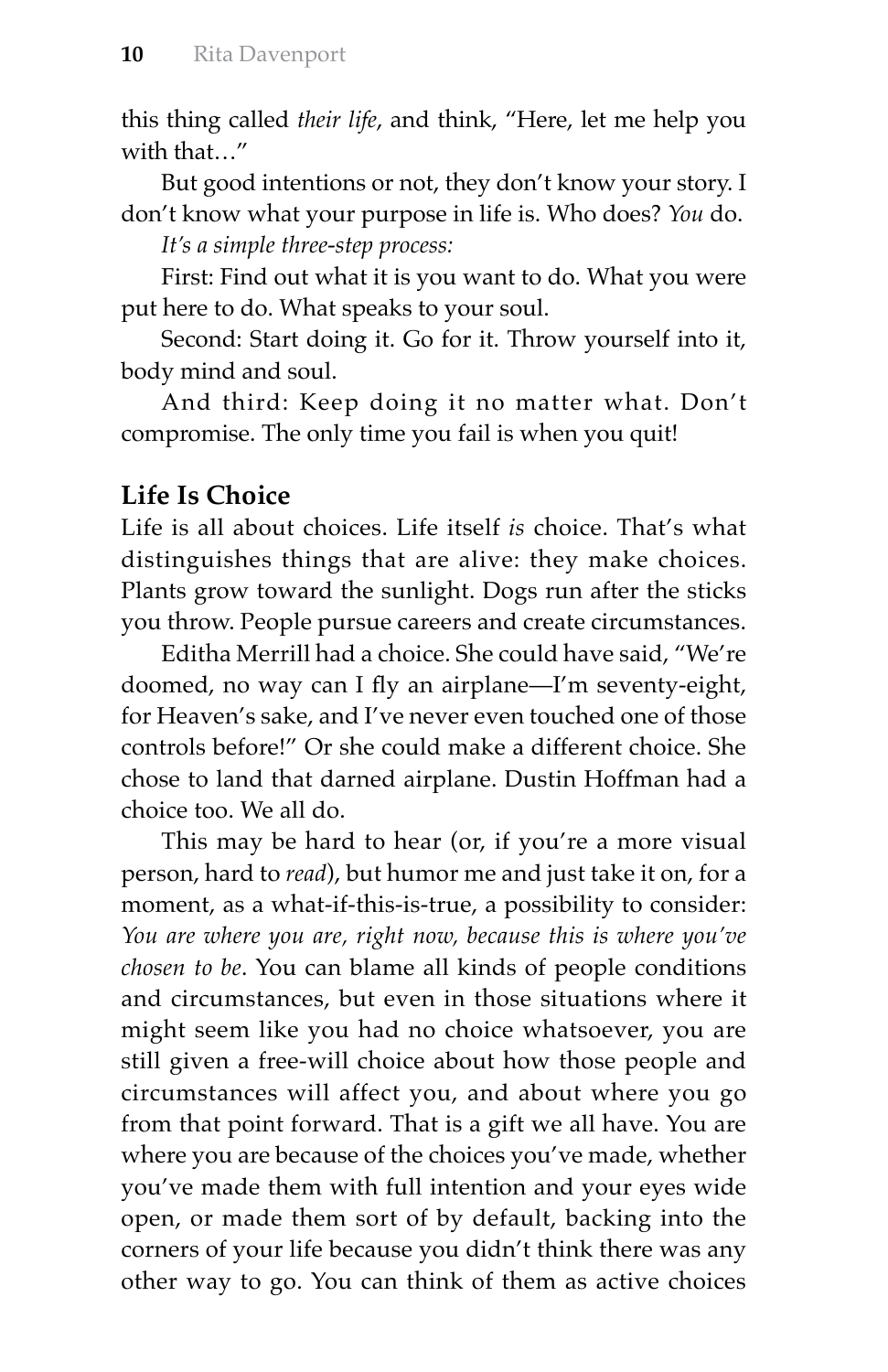this thing called *their life*, and think, "Here, let me help you with that…"

But good intentions or not, they don't know your story. I don't know what your purpose in life is. Who does? *You* do.

*It's a simple three-step process:*

First: Find out what it is you want to do. What you were put here to do. What speaks to your soul.

Second: Start doing it. Go for it. Throw yourself into it, body mind and soul.

And third: Keep doing it no matter what. Don't compromise. The only time you fail is when you quit!

## Life Is Choice

Life is all about choices. Life itself *is* choice. That's what distinguishes things that are alive: they make choices. Plants grow toward the sunlight. Dogs run after the sticks you throw. People pursue careers and create circumstances.

Editha Merrill had a choice. She could have said, "We're doomed, no way can I fly an airplane—I'm seventy-eight, for Heaven's sake, and I've never even touched one of those controls before!" Or she could make a different choice. She chose to land that darned airplane. Dustin Hoffman had a choice too. We all do.

This may be hard to hear (or, if you're a more visual person, hard to *read*), but humor me and just take it on, for a moment, as a what-if-this-is-true, a possibility to consider: *You are where you are, right now, because this is where you've chosen to be*. You can blame all kinds of people conditions and circumstances, but even in those situations where it might seem like you had no choice whatsoever, you are still given a free-will choice about how those people and circumstances will affect you, and about where you go from that point forward. That is a gift we all have. You are where you are because of the choices you've made, whether you've made them with full intention and your eyes wide open, or made them sort of by default, backing into the corners of your life because you didn't think there was any other way to go. You can think of them as active choices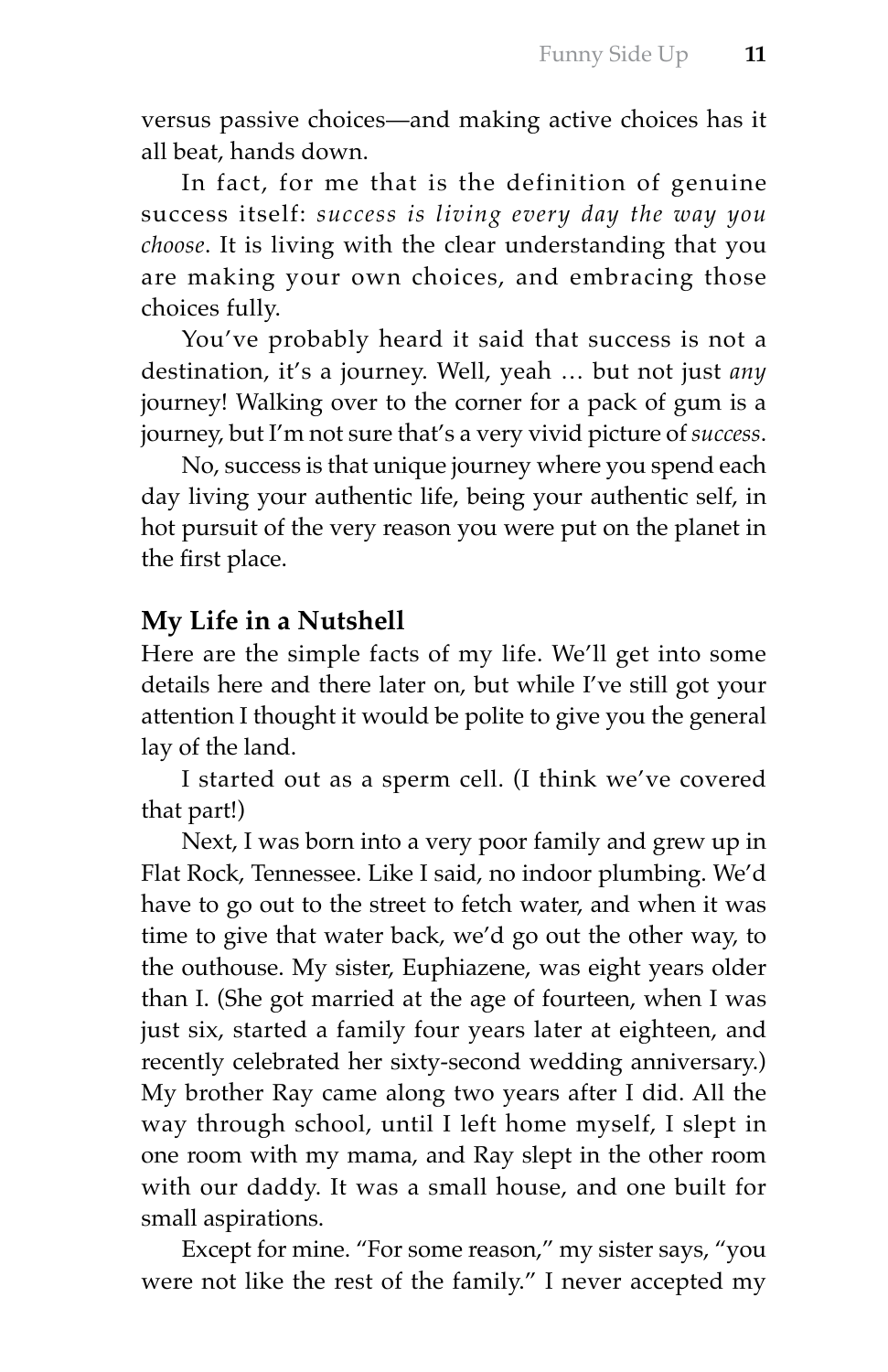versus passive choices—and making active choices has it all beat, hands down.

In fact, for me that is the definition of genuine success itself: *success is living every day the way you choose*. It is living with the clear understanding that you are making your own choices, and embracing those choices fully.

You've probably heard it said that success is not a destination, it's a journey. Well, yeah … but not just *any* journey! Walking over to the corner for a pack of gum is a journey, but I'm not sure that's a very vivid picture of *success*.

No, success is that unique journey where you spend each day living your authentic life, being your authentic self, in hot pursuit of the very reason you were put on the planet in the first place.

### My Life in a Nutshell

Here are the simple facts of my life. We'll get into some details here and there later on, but while I've still got your attention I thought it would be polite to give you the general lay of the land.

I started out as a sperm cell. (I think we've covered that part!)

Next, I was born into a very poor family and grew up in Flat Rock, Tennessee. Like I said, no indoor plumbing. We'd have to go out to the street to fetch water, and when it was time to give that water back, we'd go out the other way, to the outhouse. My sister, Euphiazene, was eight years older than I. (She got married at the age of fourteen, when I was just six, started a family four years later at eighteen, and recently celebrated her sixty-second wedding anniversary.) My brother Ray came along two years after I did. All the way through school, until I left home myself, I slept in one room with my mama, and Ray slept in the other room with our daddy. It was a small house, and one built for small aspirations.

Except for mine. "For some reason," my sister says, "you were not like the rest of the family." I never accepted my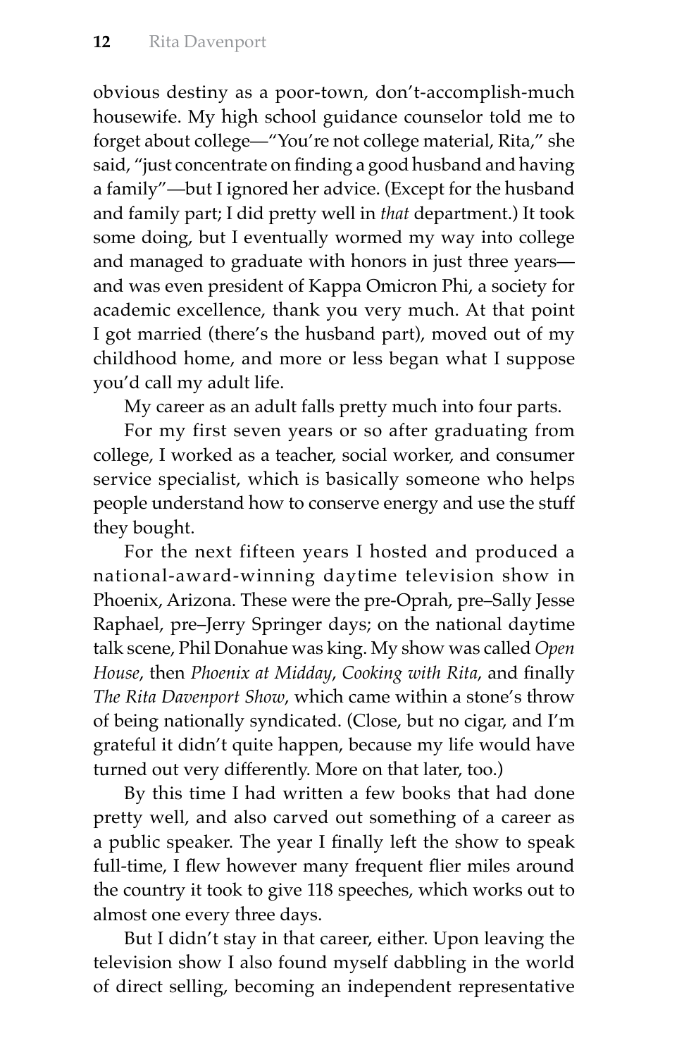obvious destiny as a poor-town, don't-accomplish-much housewife. My high school guidance counselor told me to forget about college—"You're not college material, Rita," she said, "just concentrate on finding a good husband and having a family"—but I ignored her advice. (Except for the husband and family part; I did pretty well in *that* department.) It took some doing, but I eventually wormed my way into college and managed to graduate with honors in just three years—and was even president of Kappa Omicron Phi, a society for academic excellence, thank you very much. At that point I got married (there's the husband part), moved out of my childhood home, and more or less began what I suppose you'd call my adult life.

My career as an adult falls pretty much into four parts.

For my first seven years or so after graduating from college, I worked as a teacher, social worker, and consumer service specialist, which is basically someone who helps people understand how to conserve energy and use the stuff they bought.

For the next fifteen years I hosted and produced a national-award-winning daytime television show in Phoenix, Arizona. These were the pre-Oprah, pre–Sally Jesse Raphael, pre–Jerry Springer days; on the national daytime talk scene, Phil Donahue was king. My show was called *Open House*, then *Phoenix at Midday*, *Cooking with Rita*, and finally *The Rita Davenport Show*, which came within a stone's throw of being nationally syndicated. (Close, but no cigar, and I'm grateful it didn't quite happen, because my life would have turned out very differently. More on that later, too.)

By this time I had written a few books that had done pretty well, and also carved out something of a career as a public speaker. The year I finally left the show to speak full-time, I flew however many frequent flier miles around the country it took to give 118 speeches, which works out to almost one every three days.

But I didn't stay in that career, either. Upon leaving the television show I also found myself dabbling in the world of direct selling, becoming an independent representative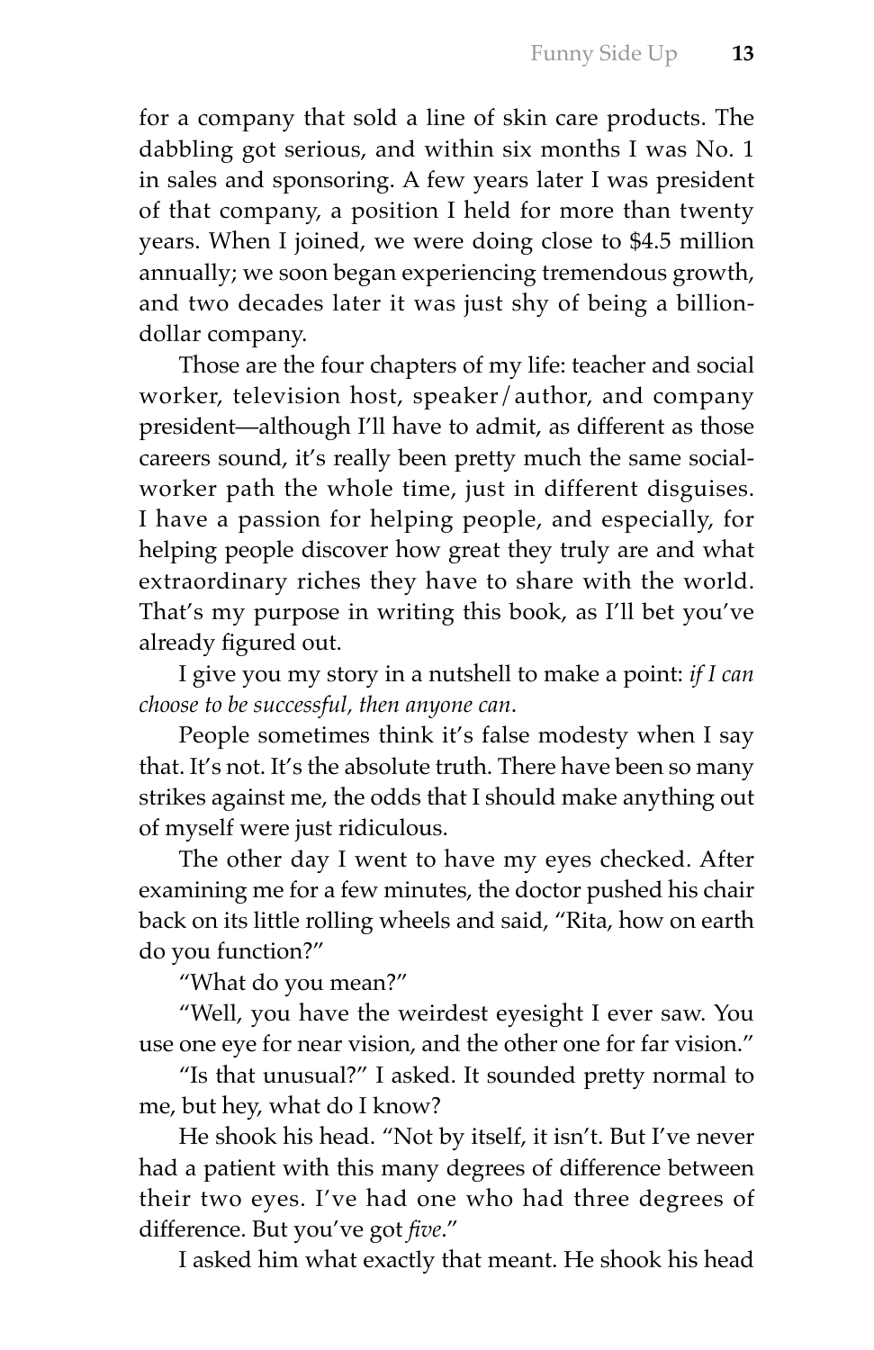for a company that sold a line of skin care products. The dabbling got serious, and within six months I was No. 1 in sales and sponsoring. A few years later I was president of that company, a position I held for more than twenty years. When I joined, we were doing close to $4.5 million annually; we soon began experiencing tremendous growth, and two decades later it was just shy of being a billion-dollar company.

Those are the four chapters of my life: teacher and social worker, television host, speaker/author, and company president—although I'll have to admit, as different as those careers sound, it's really been pretty much the same social-worker path the whole time, just in different disguises. I have a passion for helping people, and especially, for helping people discover how great they truly are and what extraordinary riches they have to share with the world. That's my purpose in writing this book, as I'll bet you've already figured out.

I give you my story in a nutshell to make a point: *if I can choose to be successful, then anyone can*.

People sometimes think it's false modesty when I say that. It's not. It's the absolute truth. There have been so many strikes against me, the odds that I should make anything out of myself were just ridiculous.

The other day I went to have my eyes checked. After examining me for a few minutes, the doctor pushed his chair back on its little rolling wheels and said, "Rita, how on earth do you function?"

"What do you mean?"

"Well, you have the weirdest eyesight I ever saw. You use one eye for near vision, and the other one for far vision."

"Is that unusual?" I asked. It sounded pretty normal to me, but hey, what do I know?

He shook his head. "Not by itself, it isn't. But I've never had a patient with this many degrees of difference between their two eyes. I've had one who had three degrees of difference. But you've got *five*."

I asked him what exactly that meant. He shook his head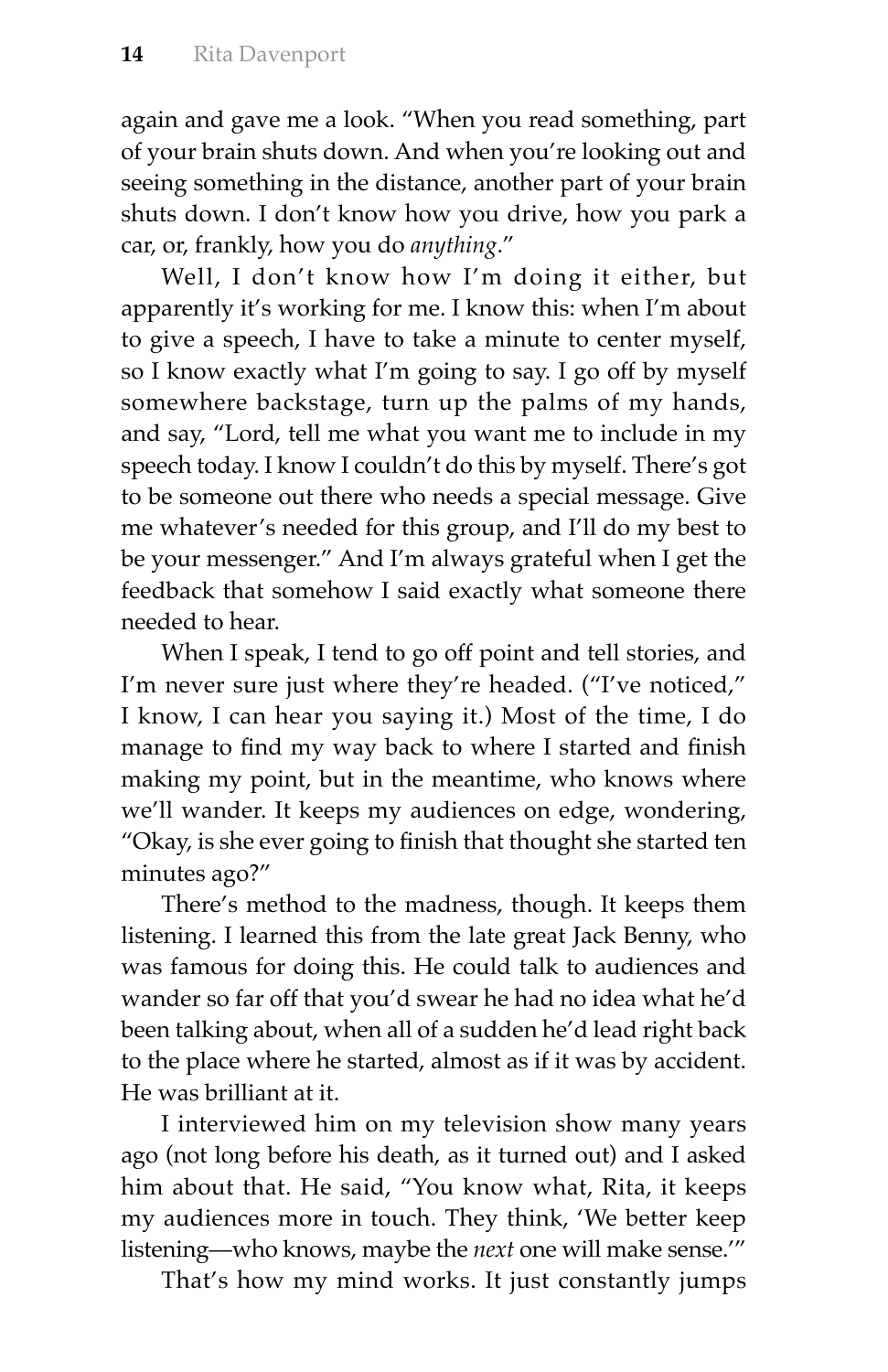again and gave me a look. "When you read something, part of your brain shuts down. And when you're looking out and seeing something in the distance, another part of your brain shuts down. I don't know how you drive, how you park a car, or, frankly, how you do *anything*."

Well, I don't know how I'm doing it either, but apparently it's working for me. I know this: when I'm about to give a speech, I have to take a minute to center myself, so I know exactly what I'm going to say. I go off by myself somewhere backstage, turn up the palms of my hands, and say, "Lord, tell me what you want me to include in my speech today. I know I couldn't do this by myself. There's got to be someone out there who needs a special message. Give me whatever's needed for this group, and I'll do my best to be your messenger." And I'm always grateful when I get the feedback that somehow I said exactly what someone there needed to hear.

When I speak, I tend to go off point and tell stories, and I'm never sure just where they're headed. ("I've noticed," I know, I can hear you saying it.) Most of the time, I do manage to find my way back to where I started and finish making my point, but in the meantime, who knows where we'll wander. It keeps my audiences on edge, wondering, "Okay, is she ever going to finish that thought she started ten minutes ago?"

There's method to the madness, though. It keeps them listening. I learned this from the late great Jack Benny, who was famous for doing this. He could talk to audiences and wander so far off that you'd swear he had no idea what he'd been talking about, when all of a sudden he'd lead right back to the place where he started, almost as if it was by accident. He was brilliant at it.

I interviewed him on my television show many years ago (not long before his death, as it turned out) and I asked him about that. He said, "You know what, Rita, it keeps my audiences more in touch. They think, 'We better keep listening—who knows, maybe the *next* one will make sense.'"

That's how my mind works. It just constantly jumps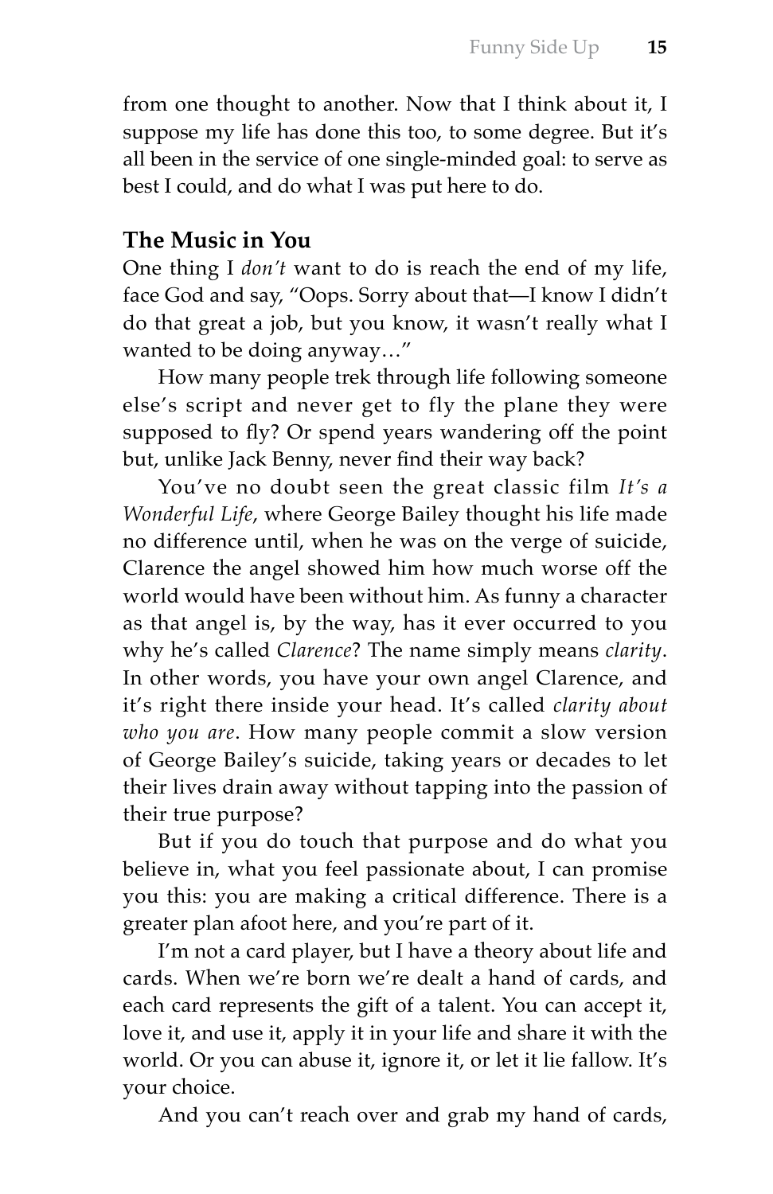from one thought to another. Now that I think about it, I suppose my life has done this too, to some degree. But it's all been in the service of one single-minded goal: to serve as best I could, and do what I was put here to do.

### The Music in You

One thing I *don't* want to do is reach the end of my life, face God and say, "Oops. Sorry about that—I know I didn't do that great a job, but you know, it wasn't really what I wanted to be doing anyway…"

How many people trek through life following someone else's script and never get to fly the plane they were supposed to fly? Or spend years wandering off the point but, unlike Jack Benny, never find their way back?

You've no doubt seen the great classic film *It's a Wonderful Life*, where George Bailey thought his life made no difference until, when he was on the verge of suicide, Clarence the angel showed him how much worse off the world would have been without him. As funny a character as that angel is, by the way, has it ever occurred to you why he's called *Clarence*? The name simply means *clarity*. In other words, you have your own angel Clarence, and it's right there inside your head. It's called *clarity about who you are*. How many people commit a slow version of George Bailey's suicide, taking years or decades to let their lives drain away without tapping into the passion of their true purpose?

But if you do touch that purpose and do what you believe in, what you feel passionate about, I can promise you this: you are making a critical difference. There is a greater plan afoot here, and you're part of it.

I'm not a card player, but I have a theory about life and cards. When we're born we're dealt a hand of cards, and each card represents the gift of a talent. You can accept it, love it, and use it, apply it in your life and share it with the world. Or you can abuse it, ignore it, or let it lie fallow. It's your choice.

And you can't reach over and grab my hand of cards,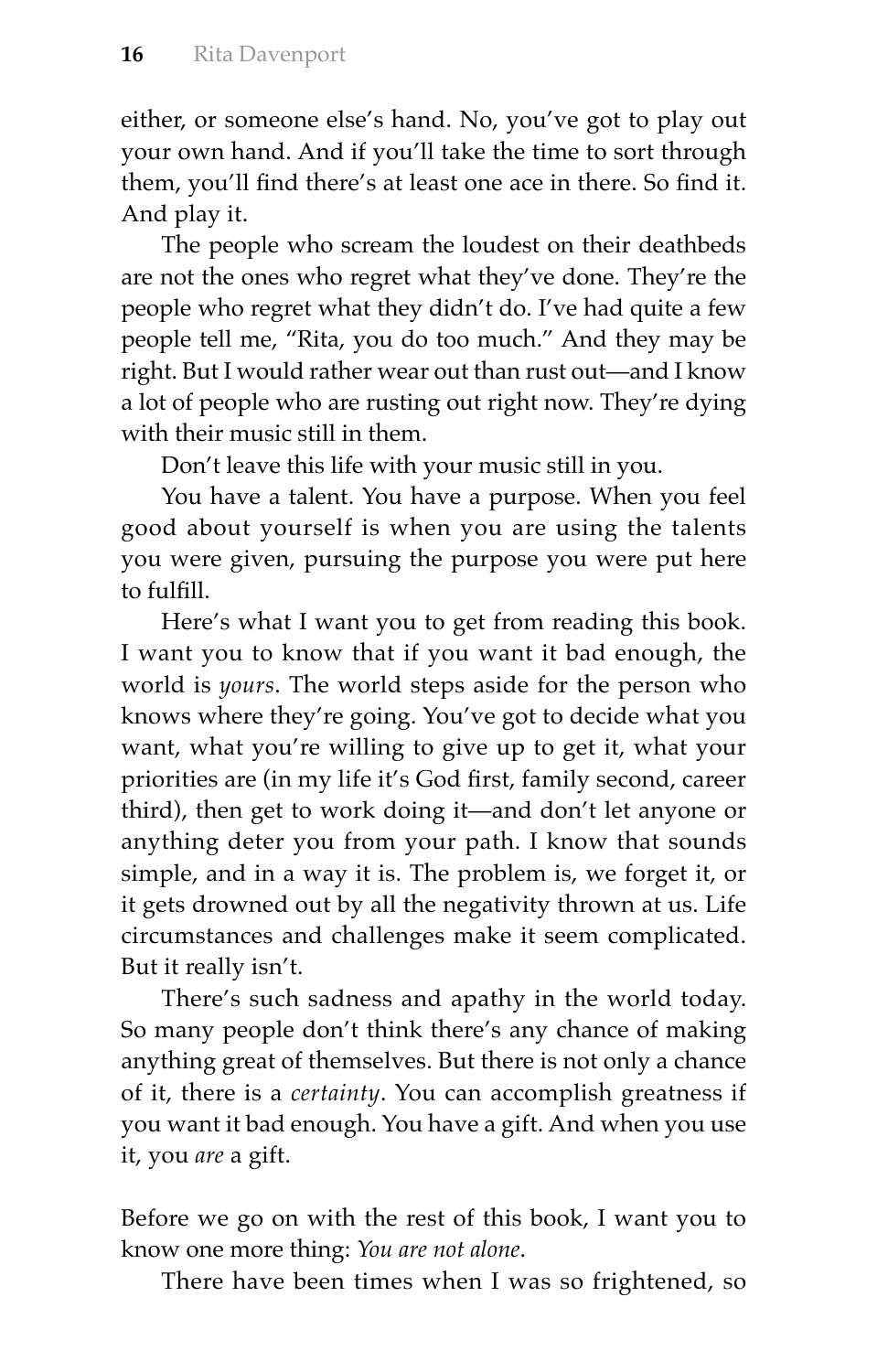either, or someone else's hand. No, you've got to play out your own hand. And if you'll take the time to sort through them, you'll find there's at least one ace in there. So find it. And play it.

The people who scream the loudest on their deathbeds are not the ones who regret what they've done. They're the people who regret what they didn't do. I've had quite a few people tell me, "Rita, you do too much." And they may be right. But I would rather wear out than rust out—and I know a lot of people who are rusting out right now. They're dying with their music still in them.

Don't leave this life with your music still in you.

You have a talent. You have a purpose. When you feel good about yourself is when you are using the talents you were given, pursuing the purpose you were put here to fulfill.

Here's what I want you to get from reading this book. I want you to know that if you want it bad enough, the world is *yours*. The world steps aside for the person who knows where they're going. You've got to decide what you want, what you're willing to give up to get it, what your priorities are (in my life it's God first, family second, career third), then get to work doing it—and don't let anyone or anything deter you from your path. I know that sounds simple, and in a way it is. The problem is, we forget it, or it gets drowned out by all the negativity thrown at us. Life circumstances and challenges make it seem complicated. But it really isn't.

There's such sadness and apathy in the world today. So many people don't think there's any chance of making anything great of themselves. But there is not only a chance of it, there is a *certainty*. You can accomplish greatness if you want it bad enough. You have a gift. And when you use it, you *are* a gift.

Before we go on with the rest of this book, I want you to know one more thing: *You are not alone*.

There have been times when I was so frightened, so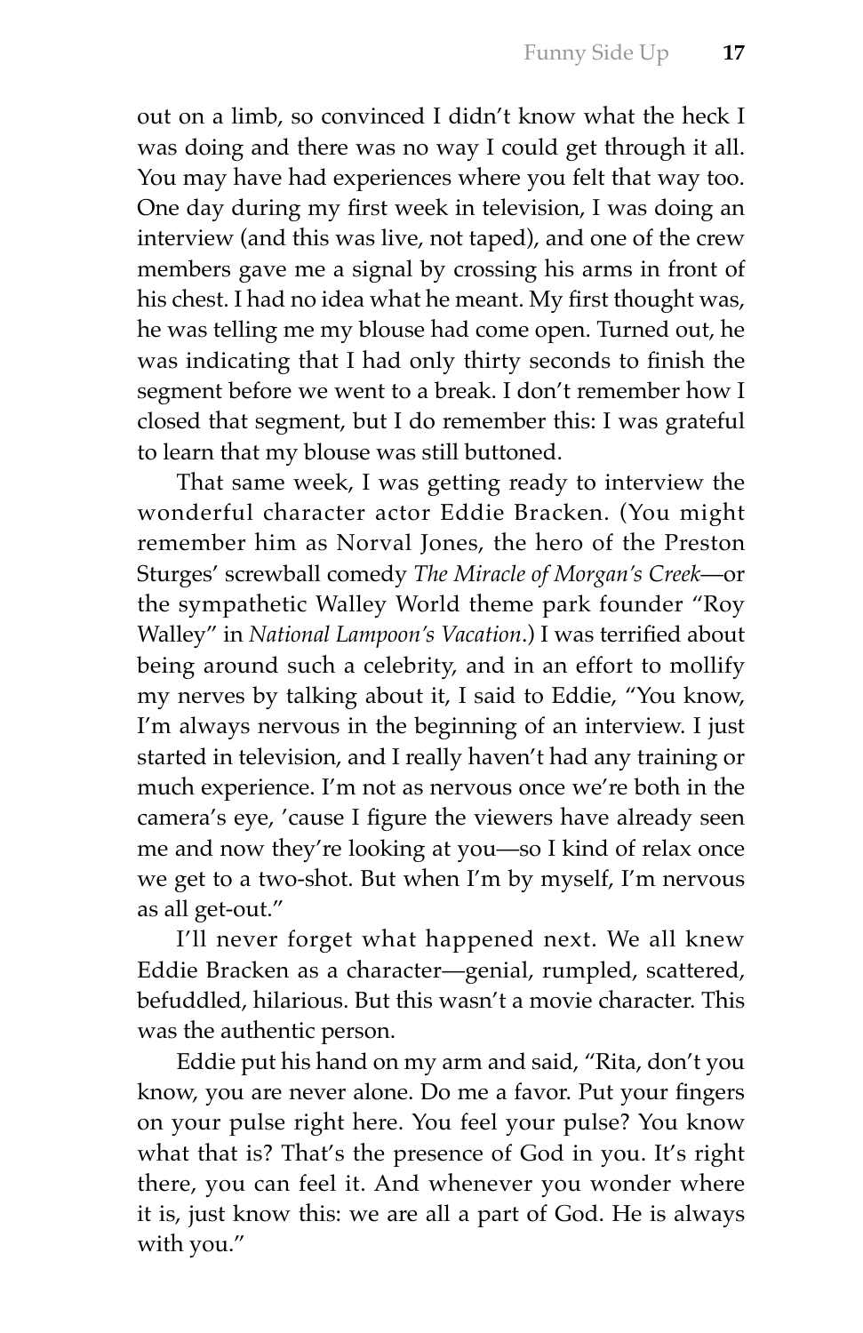out on a limb, so convinced I didn't know what the heck I was doing and there was no way I could get through it all. You may have had experiences where you felt that way too. One day during my first week in television, I was doing an interview (and this was live, not taped), and one of the crew members gave me a signal by crossing his arms in front of his chest. I had no idea what he meant. My first thought was, he was telling me my blouse had come open. Turned out, he was indicating that I had only thirty seconds to finish the segment before we went to a break. I don't remember how I closed that segment, but I do remember this: I was grateful to learn that my blouse was still buttoned.

That same week, I was getting ready to interview the wonderful character actor Eddie Bracken. (You might remember him as Norval Jones, the hero of the Preston Sturges' screwball comedy *The Miracle of Morgan's Creek*—or the sympathetic Walley World theme park founder "Roy Walley" in *National Lampoon's Vacation*.) I was terrified about being around such a celebrity, and in an effort to mollify my nerves by talking about it, I said to Eddie, "You know, I'm always nervous in the beginning of an interview. I just started in television, and I really haven't had any training or much experience. I'm not as nervous once we're both in the camera's eye, 'cause I figure the viewers have already seen me and now they're looking at you—so I kind of relax once we get to a two-shot. But when I'm by myself, I'm nervous as all get-out."

I'll never forget what happened next. We all knew Eddie Bracken as a character—genial, rumpled, scattered, befuddled, hilarious. But this wasn't a movie character. This was the authentic person.

Eddie put his hand on my arm and said, "Rita, don't you know, you are never alone. Do me a favor. Put your fingers on your pulse right here. You feel your pulse? You know what that is? That's the presence of God in you. It's right there, you can feel it. And whenever you wonder where it is, just know this: we are all a part of God. He is always with you."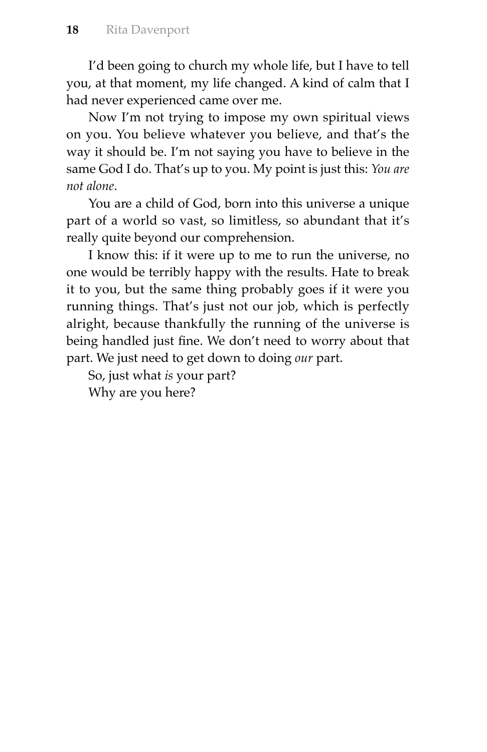I'd been going to church my whole life, but I have to tell you, at that moment, my life changed. A kind of calm that I had never experienced came over me.

Now I'm not trying to impose my own spiritual views on you. You believe whatever you believe, and that's the way it should be. I'm not saying you have to believe in the same God I do. That's up to you. My point is just this: *You are not alone*.

You are a child of God, born into this universe a unique part of a world so vast, so limitless, so abundant that it's really quite beyond our comprehension.

I know this: if it were up to me to run the universe, no one would be terribly happy with the results. Hate to break it to you, but the same thing probably goes if it were you running things. That's just not our job, which is perfectly alright, because thankfully the running of the universe is being handled just fine. We don't need to worry about that part. We just need to get down to doing *our* part.

So, just what *is* your part?

Why are you here?